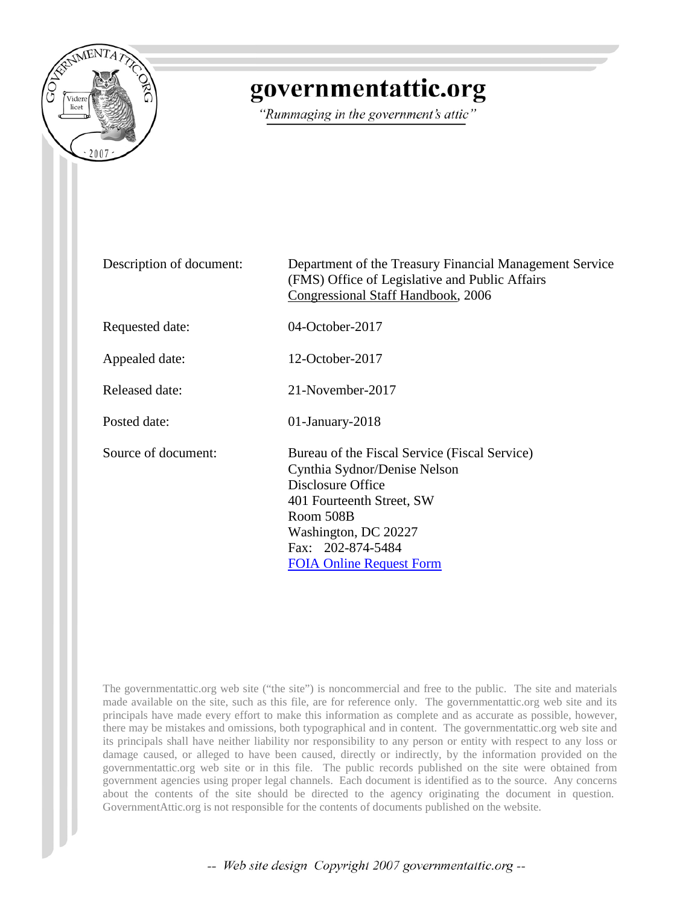# governmentattic.org

*"Rummaging in the government's attic"*

| | |
|---|---|
| Description of document: | Department of the Treasury Financial Management Service (FMS) Office of Legislative and Public Affairs Congressional Staff Handbook, 2006 |
| Requested date: | 04-October-2017 |
| Appealed date: | 12-October-2017 |
| Released date: | 21-November-2017 |
| Posted date: | 01-January-2018 |
| Source of document: | Bureau of the Fiscal Service (Fiscal Service)<br>Cynthia Sydnor/Denise Nelson<br>Disclosure Office<br>401 Fourteenth Street, SW<br>Room 508B<br>Washington, DC 20227<br>Fax: 202-874-5484<br>FOIA Online Request Form |

The governmentattic.org web site ("the site") is noncommercial and free to the public. The site and materials made available on the site, such as this file, are for reference only. The governmentattic.org web site and its principals have made every effort to make this information as complete and as accurate as possible, however, there may be mistakes and omissions, both typographical and in content. The governmentattic.org web site and its principals shall have neither liability nor responsibility to any person or entity with respect to any loss or damage caused, or alleged to have been caused, directly or indirectly, by the information provided on the governmentattic.org web site or in this file. The public records published on the site were obtained from government agencies using proper legal channels. Each document is identified as to the source. Any concerns about the contents of the site should be directed to the agency originating the document in question. GovernmentAttic.org is not responsible for the contents of documents published on the website.

-- Web site design Copyright 2007 governmentattic.org --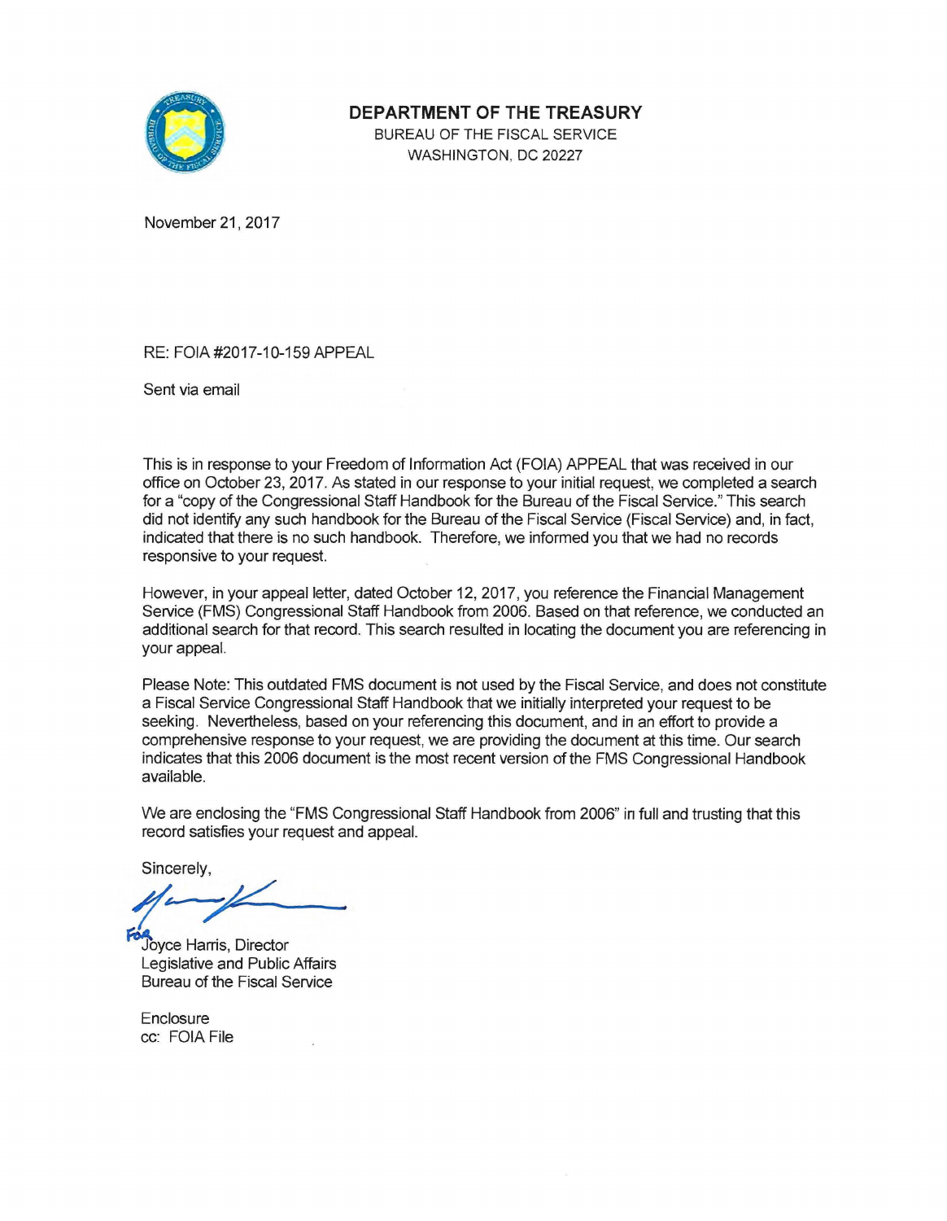**DEPARTMENT OF THE TREASURY**
BUREAU OF THE FISCAL SERVICE
WASHINGTON, DC 20227

November 21, 2017

RE: FOIA #2017-10-159 APPEAL

Sent via email

This is in response to your Freedom of Information Act (FOIA) APPEAL that was received in our office on October 23, 2017. As stated in our response to your initial request, we completed a search for a "copy of the Congressional Staff Handbook for the Bureau of the Fiscal Service." This search did not identify any such handbook for the Bureau of the Fiscal Service (Fiscal Service) and, in fact, indicated that there is no such handbook. Therefore, we informed you that we had no records responsive to your request.

However, in your appeal letter, dated October 12, 2017, you reference the Financial Management Service (FMS) Congressional Staff Handbook from 2006. Based on that reference, we conducted an additional search for that record. This search resulted in locating the document you are referencing in your appeal.

Please Note: This outdated FMS document is not used by the Fiscal Service, and does not constitute a Fiscal Service Congressional Staff Handbook that we initially interpreted your request to be seeking. Nevertheless, based on your referencing this document, and in an effort to provide a comprehensive response to your request, we are providing the document at this time. Our search indicates that this 2006 document is the most recent version of the FMS Congressional Handbook available.

We are enclosing the "FMS Congressional Staff Handbook from 2006" in full and trusting that this record satisfies your request and appeal.

Sincerely,

FOR Joyce Harris, Director
Legislative and Public Affairs
Bureau of the Fiscal Service

Enclosure
cc: FOIA File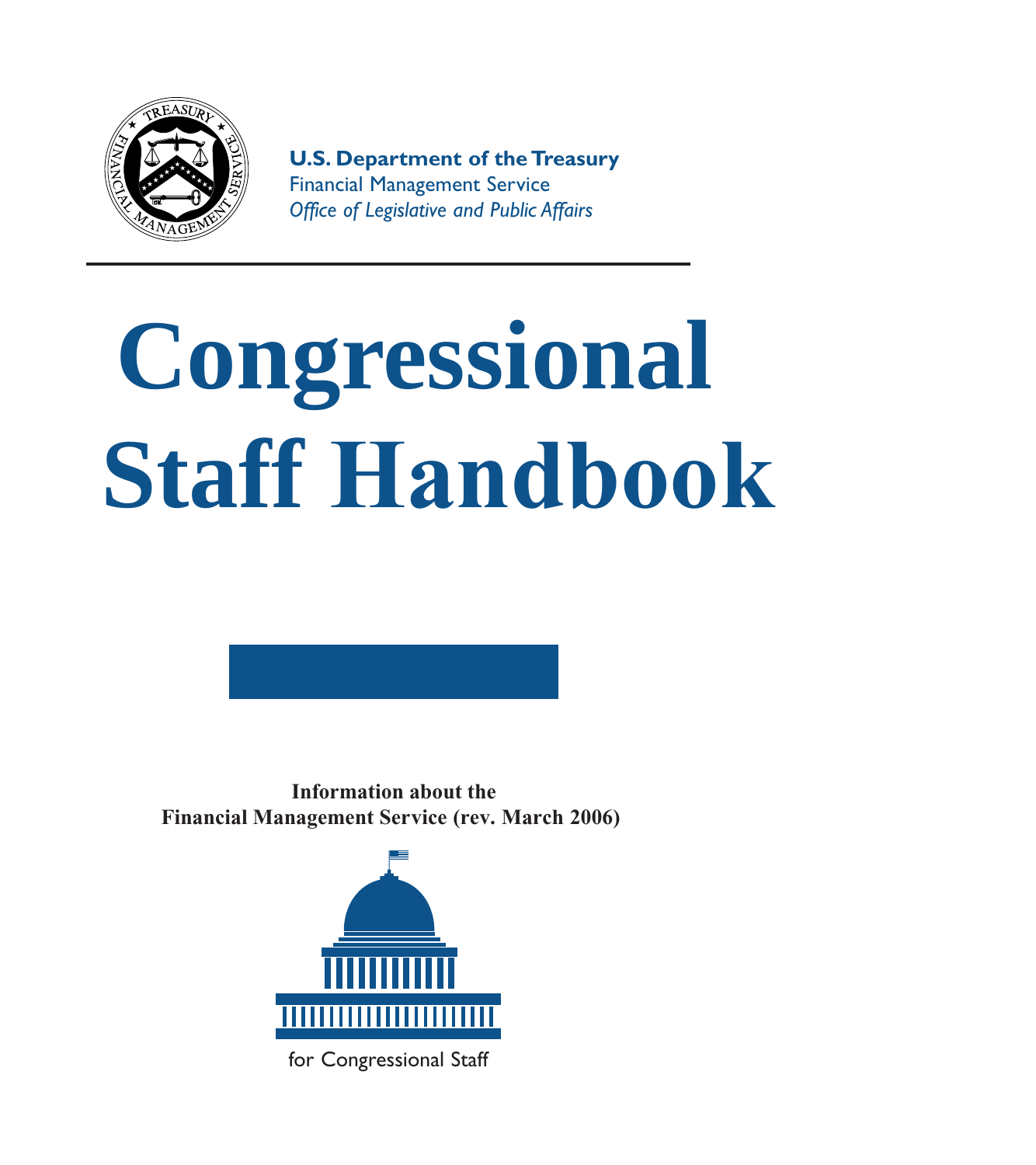**U.S. Department of the Treasury**
Financial Management Service
*Office of Legislative and Public Affairs*

# Congressional Staff Handbook

**Information about the Financial Management Service (rev. March 2006)**

for Congressional Staff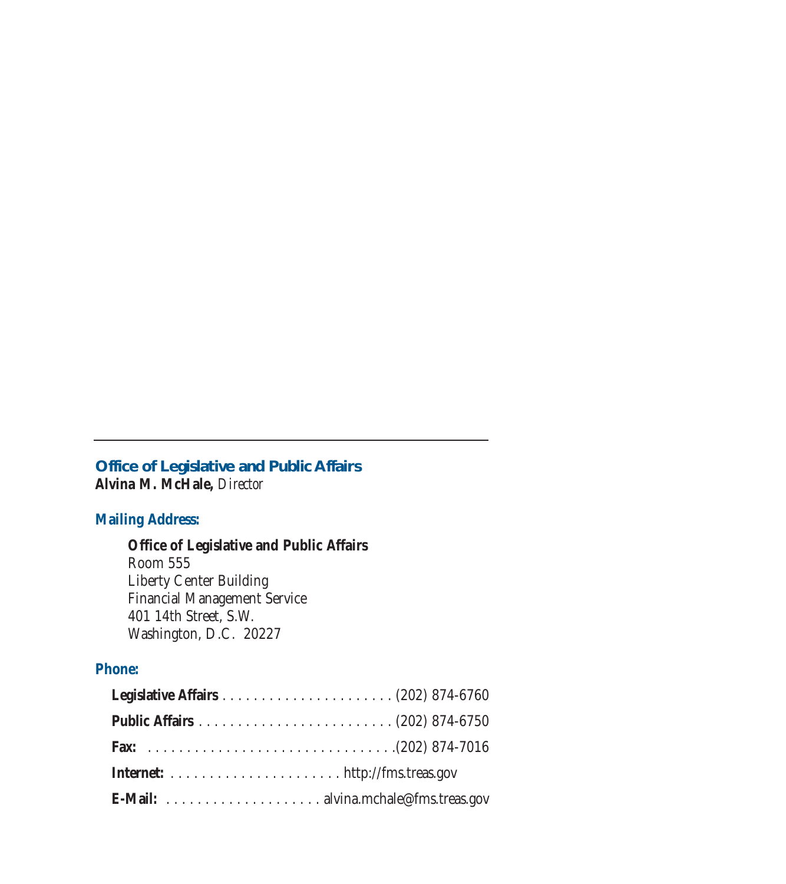---

## Office of Legislative and Public Affairs

**Alvina M. McHale,** *Director*

### Mailing Address:

**Office of Legislative and Public Affairs**
Room 555
Liberty Center Building
Financial Management Service
401 14th Street, S.W.
Washington, D.C. 20227

### Phone:

**Legislative Affairs** . . . . . . . . . . . . . . . . . . . . . . . (202) 874-6760

**Public Affairs** . . . . . . . . . . . . . . . . . . . . . . . . . . (202) 874-6750

**Fax:** . . . . . . . . . . . . . . . . . . . . . . . . . . . . . . . .(202) 874-7016

**Internet:** . . . . . . . . . . . . . . . . . . . . . . http://fms.treas.gov

**E-Mail:** . . . . . . . . . . . . . . . . . . . . alvina.mchale@fms.treas.gov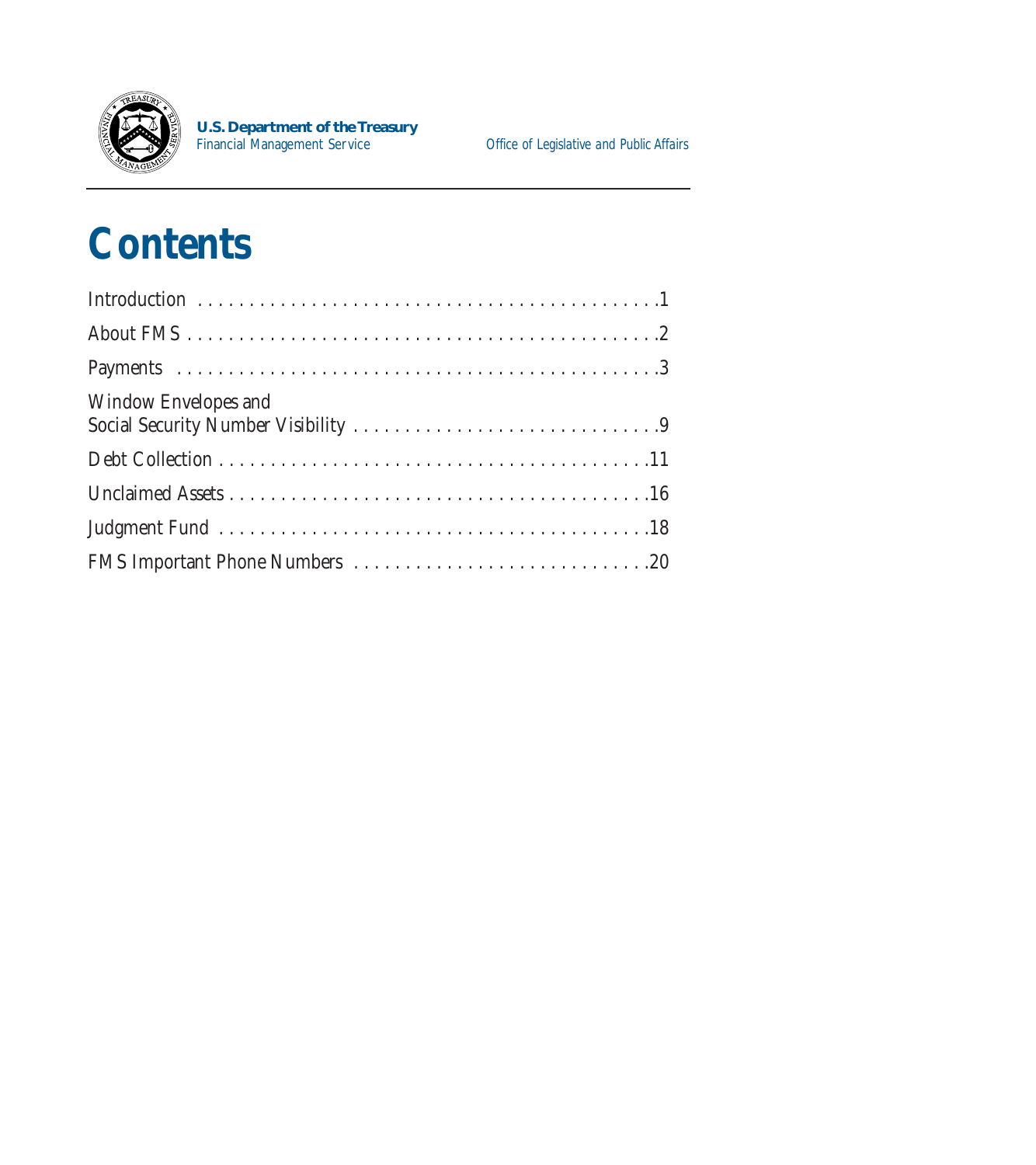U.S. Department of the Treasury
Financial Management Service

Office of Legislative and Public Affairs

# Contents

Introduction . . . . . . . . . . . . . . . . . . . . . . . . . . . . . . . . . . . . . . . . . . . . . 1

About FMS . . . . . . . . . . . . . . . . . . . . . . . . . . . . . . . . . . . . . . . . . . . . . 2

Payments . . . . . . . . . . . . . . . . . . . . . . . . . . . . . . . . . . . . . . . . . . . . . . 3

Window Envelopes and
Social Security Number Visibility . . . . . . . . . . . . . . . . . . . . . . . . . . . . . 9

Debt Collection . . . . . . . . . . . . . . . . . . . . . . . . . . . . . . . . . . . . . . . . . 11

Unclaimed Assets . . . . . . . . . . . . . . . . . . . . . . . . . . . . . . . . . . . . . . . 16

Judgment Fund . . . . . . . . . . . . . . . . . . . . . . . . . . . . . . . . . . . . . . . . . 18

FMS Important Phone Numbers . . . . . . . . . . . . . . . . . . . . . . . . . . . . 20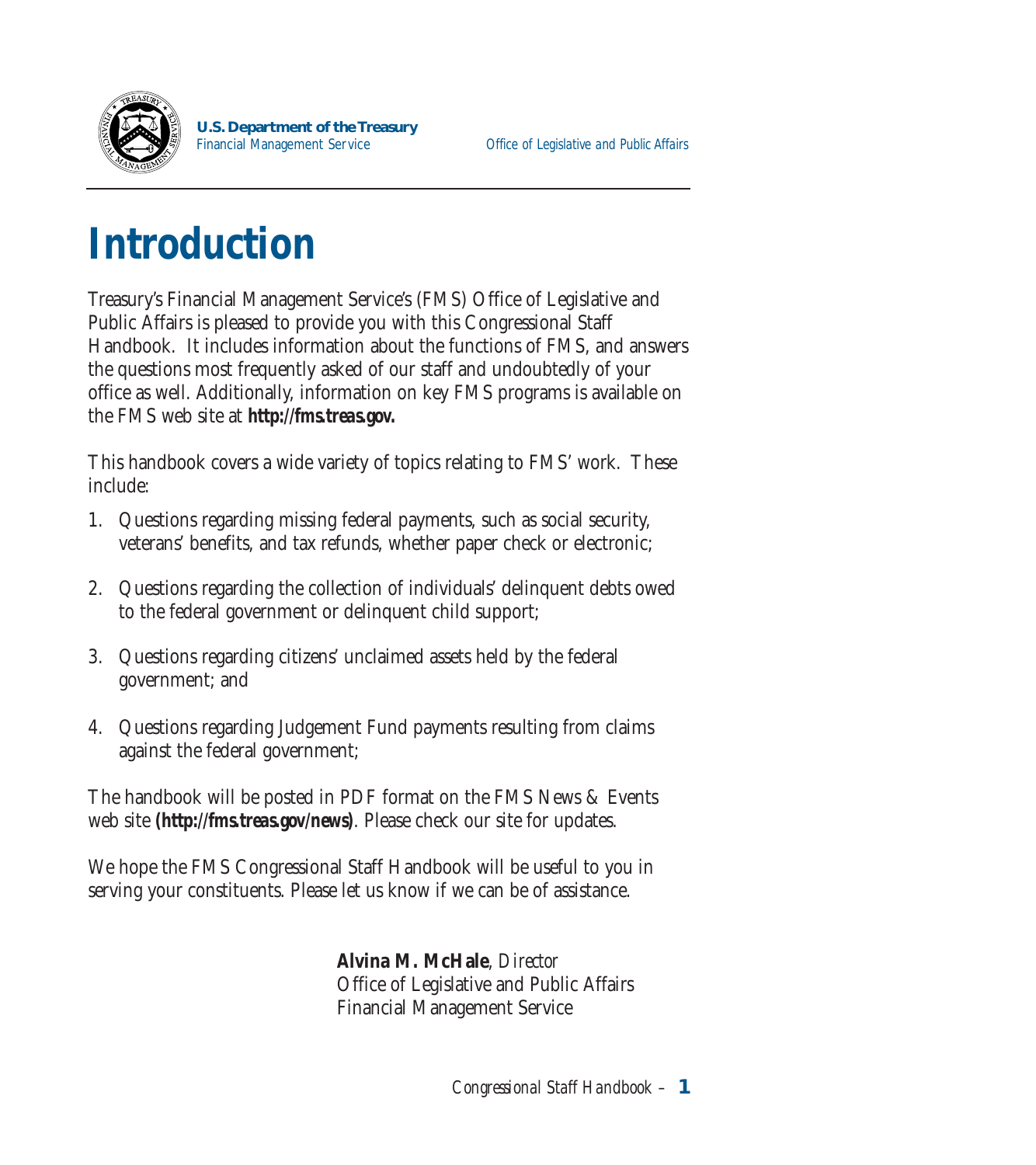U.S. Department of the Treasury
Financial Management Service

Office of Legislative and Public Affairs

# Introduction

Treasury's Financial Management Service's (FMS) Office of Legislative and Public Affairs is pleased to provide you with this Congressional Staff Handbook. It includes information about the functions of FMS, and answers the questions most frequently asked of our staff and undoubtedly of your office as well. Additionally, information on key FMS programs is available on the FMS web site at **http://fms.treas.gov.**

This handbook covers a wide variety of topics relating to FMS' work. These include:

1. Questions regarding missing federal payments, such as social security, veterans' benefits, and tax refunds, whether paper check or electronic;

2. Questions regarding the collection of individuals' delinquent debts owed to the federal government or delinquent child support;

3. Questions regarding citizens' unclaimed assets held by the federal government; and

4. Questions regarding Judgement Fund payments resulting from claims against the federal government;

The handbook will be posted in PDF format on the FMS News & Events web site **(http://fms.treas.gov/news)**. Please check our site for updates.

We hope the FMS Congressional Staff Handbook will be useful to you in serving your constituents. Please let us know if we can be of assistance.

**Alvina M. McHale**, *Director*
Office of Legislative and Public Affairs
Financial Management Service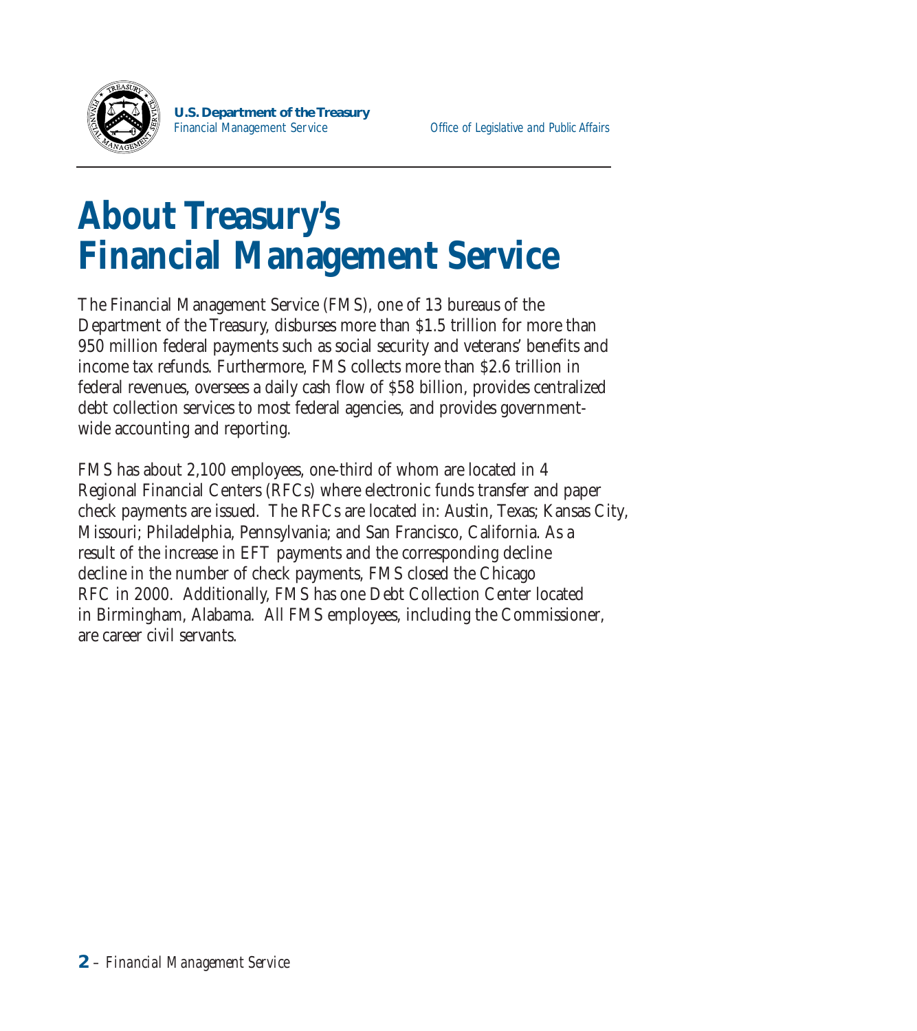# About Treasury's Financial Management Service

The Financial Management Service (FMS), one of 13 bureaus of the Department of the Treasury, disburses more than $1.5 trillion for more than 950 million federal payments such as social security and veterans' benefits and income tax refunds. Furthermore, FMS collects more than $2.6 trillion in federal revenues, oversees a daily cash flow of $58 billion, provides centralized debt collection services to most federal agencies, and provides government-wide accounting and reporting.

FMS has about 2,100 employees, one-third of whom are located in 4 Regional Financial Centers (RFCs) where electronic funds transfer and paper check payments are issued. The RFCs are located in: Austin, Texas; Kansas City, Missouri; Philadelphia, Pennsylvania; and San Francisco, California. As a result of the increase in EFT payments and the corresponding decline decline in the number of check payments, FMS closed the Chicago RFC in 2000. Additionally, FMS has one Debt Collection Center located in Birmingham, Alabama. All FMS employees, including the Commissioner, are career civil servants.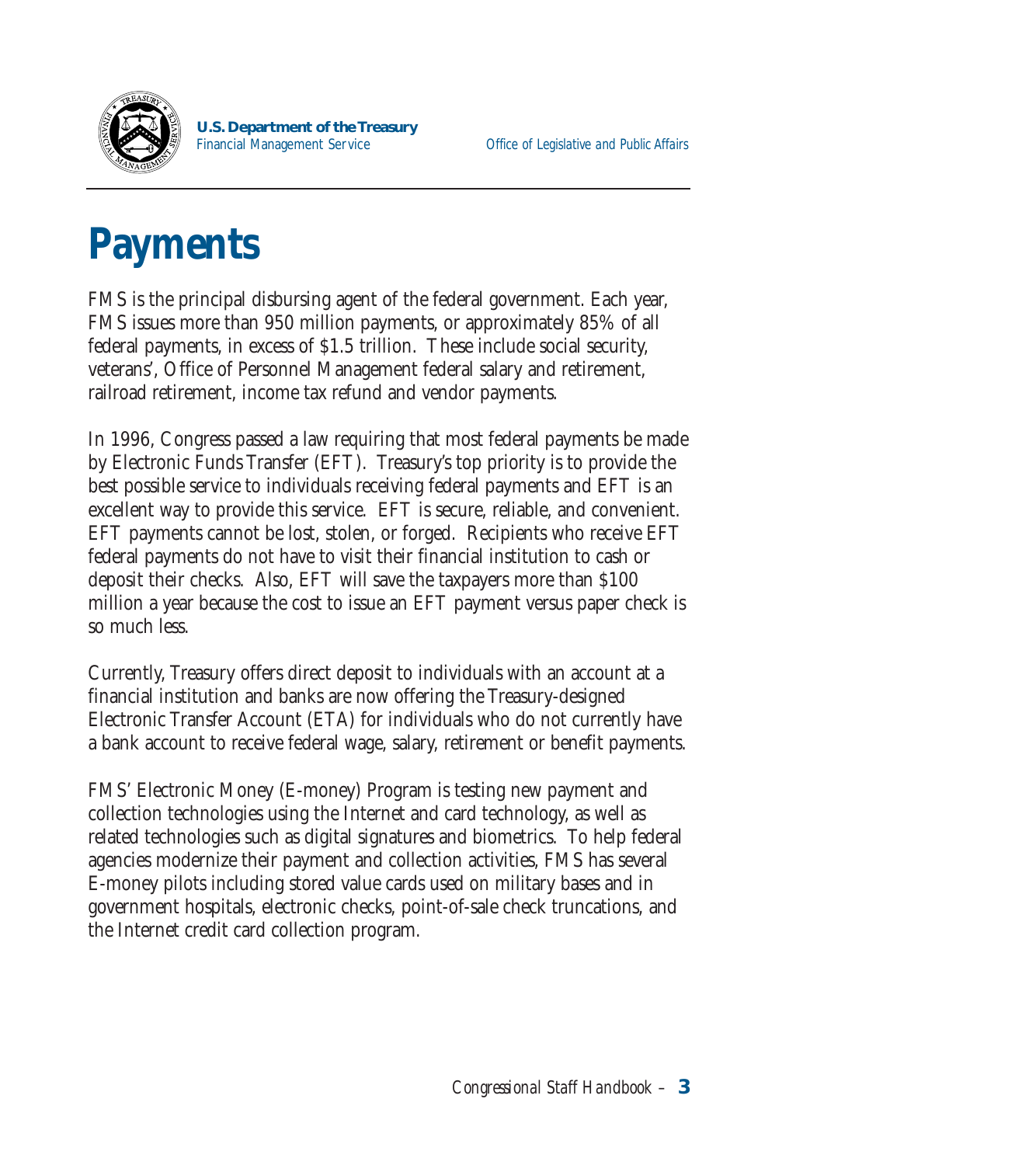# Payments

FMS is the principal disbursing agent of the federal government. Each year, FMS issues more than 950 million payments, or approximately 85% of all federal payments, in excess of $1.5 trillion. These include social security, veterans', Office of Personnel Management federal salary and retirement, railroad retirement, income tax refund and vendor payments.

In 1996, Congress passed a law requiring that most federal payments be made by Electronic Funds Transfer (EFT). Treasury's top priority is to provide the best possible service to individuals receiving federal payments and EFT is an excellent way to provide this service. EFT is secure, reliable, and convenient. EFT payments cannot be lost, stolen, or forged. Recipients who receive EFT federal payments do not have to visit their financial institution to cash or deposit their checks. Also, EFT will save the taxpayers more than $100 million a year because the cost to issue an EFT payment versus paper check is so much less.

Currently, Treasury offers direct deposit to individuals with an account at a financial institution and banks are now offering the Treasury-designed Electronic Transfer Account (ETA) for individuals who do not currently have a bank account to receive federal wage, salary, retirement or benefit payments.

FMS' Electronic Money (E-money) Program is testing new payment and collection technologies using the Internet and card technology, as well as related technologies such as digital signatures and biometrics. To help federal agencies modernize their payment and collection activities, FMS has several E-money pilots including stored value cards used on military bases and in government hospitals, electronic checks, point-of-sale check truncations, and the Internet credit card collection program.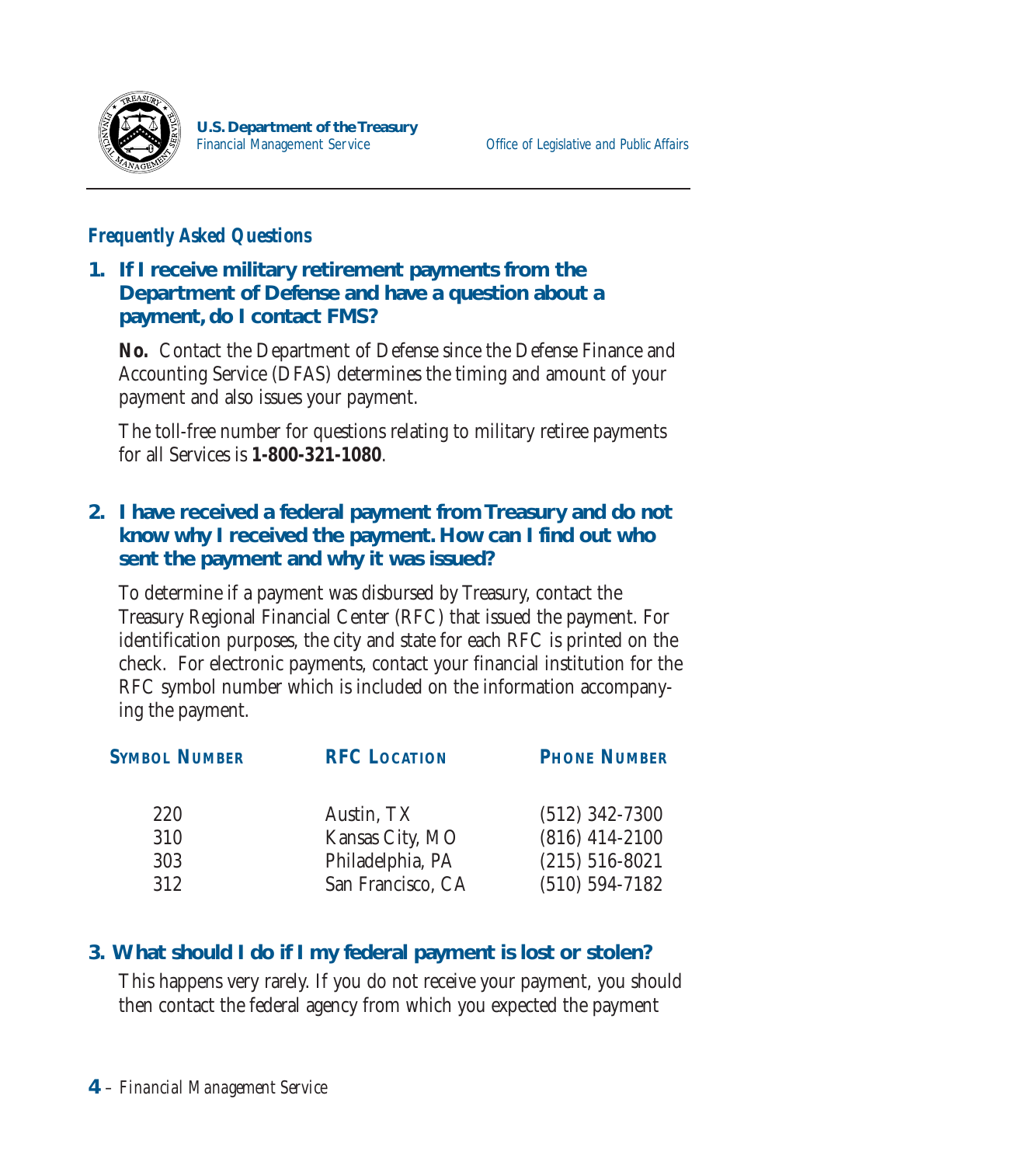*Frequently Asked Questions*

### 1. If I receive military retirement payments from the Department of Defense and have a question about a payment, do I contact FMS?

**No.** Contact the Department of Defense since the Defense Finance and Accounting Service (DFAS) determines the timing and amount of your payment and also issues your payment.

The toll-free number for questions relating to military retiree payments for all Services is **1-800-321-1080**.

### 2. I have received a federal payment from Treasury and do not know why I received the payment. How can I find out who sent the payment and why it was issued?

To determine if a payment was disbursed by Treasury, contact the Treasury Regional Financial Center (RFC) that issued the payment. For identification purposes, the city and state for each RFC is printed on the check. For electronic payments, contact your financial institution for the RFC symbol number which is included on the information accompanying the payment.

| SYMBOL NUMBER | RFC LOCATION | PHONE NUMBER |
|---|---|---|
| 220 | Austin, TX | (512) 342-7300 |
| 310 | Kansas City, MO | (816) 414-2100 |
| 303 | Philadelphia, PA | (215) 516-8021 |
| 312 | San Francisco, CA | (510) 594-7182 |

### 3. What should I do if I my federal payment is lost or stolen?

This happens very rarely. If you do not receive your payment, you should then contact the federal agency from which you expected the payment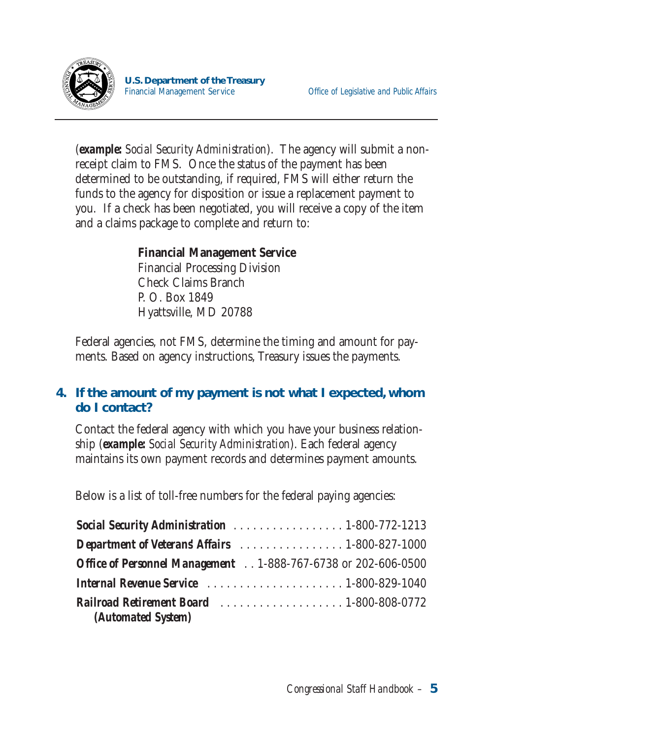(**example:** *Social Security Administration*). The agency will submit a non-receipt claim to FMS. Once the status of the payment has been determined to be outstanding, if required, FMS will either return the funds to the agency for disposition or issue a replacement payment to you. If a check has been negotiated, you will receive a copy of the item and a claims package to complete and return to:

> **Financial Management Service**
> Financial Processing Division
> Check Claims Branch
> P. O. Box 1849
> Hyattsville, MD 20788

Federal agencies, not FMS, determine the timing and amount for payments. Based on agency instructions, Treasury issues the payments.

## 4. If the amount of my payment is not what I expected, whom do I contact?

Contact the federal agency with which you have your business relationship (**example:** *Social Security Administration*). Each federal agency maintains its own payment records and determines payment amounts.

Below is a list of toll-free numbers for the federal paying agencies:

| Agency | Phone |
|---|---|
| ***Social Security Administration*** | 1-800-772-1213 |
| ***Department of Veterans' Affairs*** | 1-800-827-1000 |
| ***Office of Personnel Management*** | 1-888-767-6738 or 202-606-0500 |
| ***Internal Revenue Service*** | 1-800-829-1040 |
| ***Railroad Retirement Board (Automated System)*** | 1-800-808-0772 |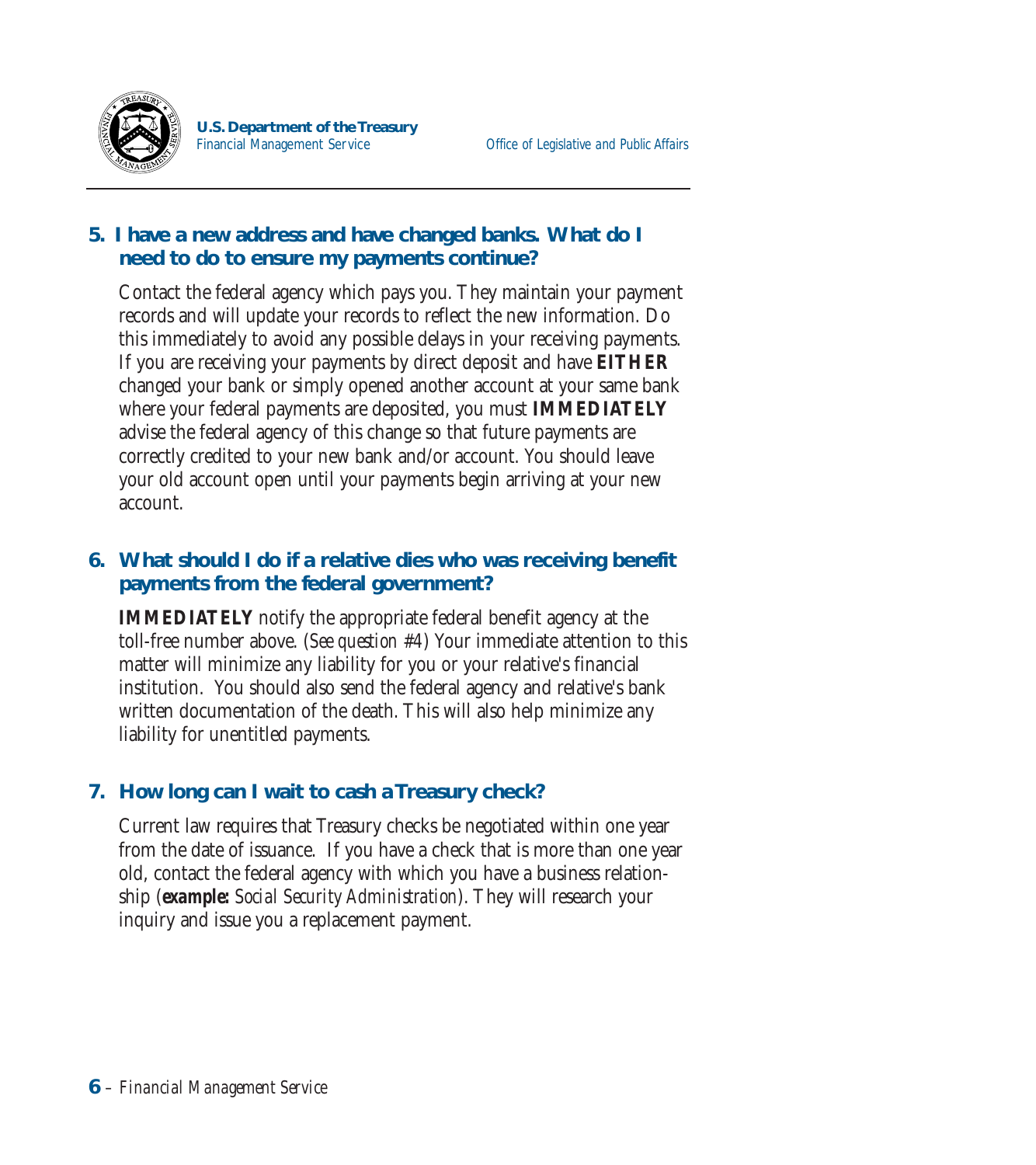## 5. I have a new address and have changed banks. What do I need to do to ensure my payments continue?

Contact the federal agency which pays you. They maintain your payment records and will update your records to reflect the new information. Do this immediately to avoid any possible delays in your receiving payments. If you are receiving your payments by direct deposit and have **EITHER** changed your bank or simply opened another account at your same bank where your federal payments are deposited, you must **IMMEDIATELY** advise the federal agency of this change so that future payments are correctly credited to your new bank and/or account. You should leave your old account open until your payments begin arriving at your new account.

## 6. What should I do if a relative dies who was receiving benefit payments from the federal government?

**IMMEDIATELY** notify the appropriate federal benefit agency at the toll-free number above. (*See question #4*) Your immediate attention to this matter will minimize any liability for you or your relative's financial institution. You should also send the federal agency and relative's bank written documentation of the death. This will also help minimize any liability for unentitled payments.

## 7. How long can I wait to cash a Treasury check?

Current law requires that Treasury checks be negotiated within one year from the date of issuance. If you have a check that is more than one year old, contact the federal agency with which you have a business relationship (***example:*** *Social Security Administration*). They will research your inquiry and issue you a replacement payment.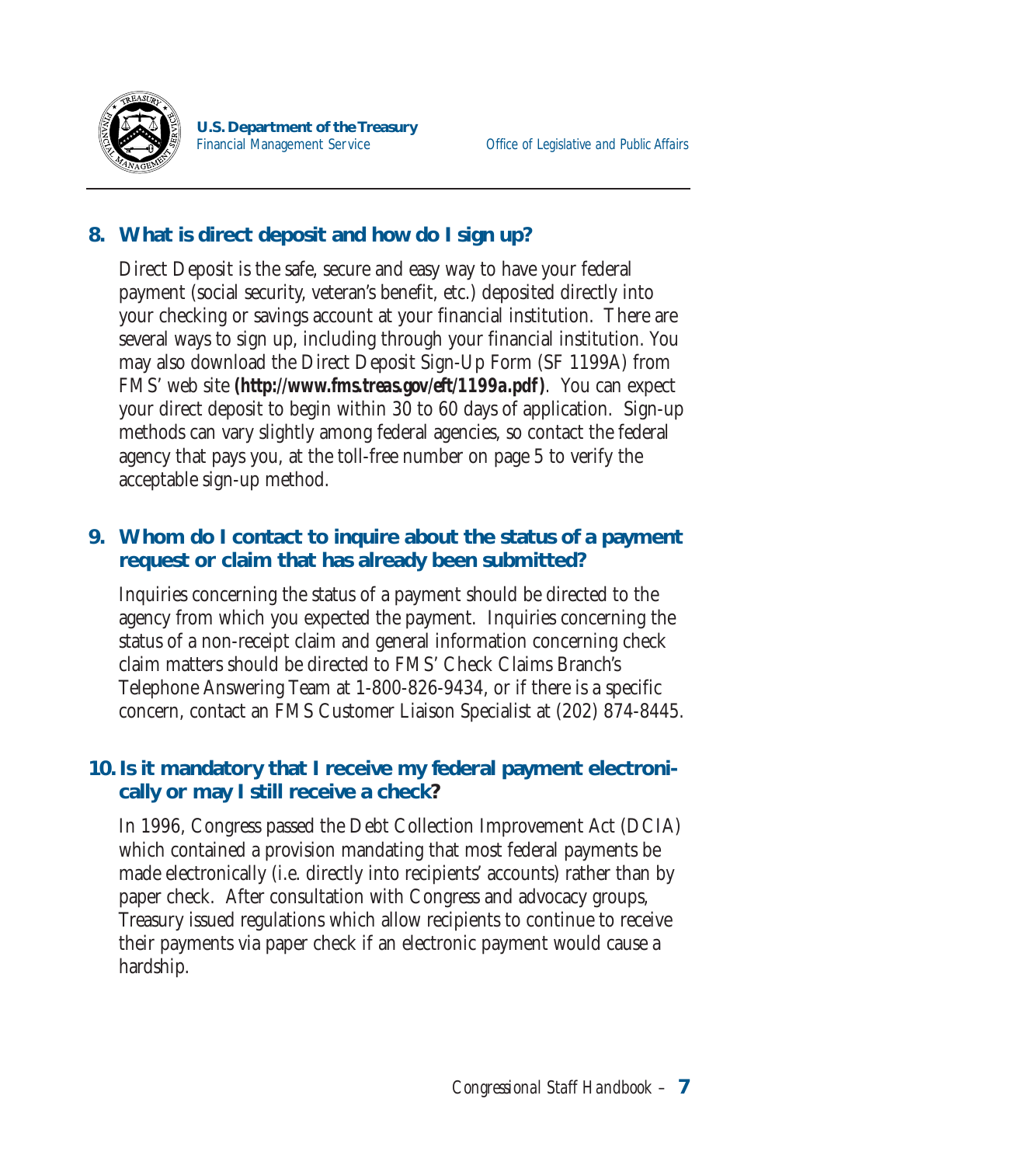## 8. What is direct deposit and how do I sign up?

Direct Deposit is the safe, secure and easy way to have your federal payment (social security, veteran's benefit, etc.) deposited directly into your checking or savings account at your financial institution. There are several ways to sign up, including through your financial institution. You may also download the Direct Deposit Sign-Up Form (SF 1199A) from FMS' web site **(http://www.fms.treas.gov/eft/1199a.pdf)**. You can expect your direct deposit to begin within 30 to 60 days of application. Sign-up methods can vary slightly among federal agencies, so contact the federal agency that pays you, at the toll-free number on page 5 to verify the acceptable sign-up method.

## 9. Whom do I contact to inquire about the status of a payment request or claim that has already been submitted?

Inquiries concerning the status of a payment should be directed to the agency from which you expected the payment. Inquiries concerning the status of a non-receipt claim and general information concerning check claim matters should be directed to FMS' Check Claims Branch's Telephone Answering Team at 1-800-826-9434, or if there is a specific concern, contact an FMS Customer Liaison Specialist at (202) 874-8445.

## 10. Is it mandatory that I receive my federal payment electronically or may I still receive a check?

In 1996, Congress passed the Debt Collection Improvement Act (DCIA) which contained a provision mandating that most federal payments be made electronically (i.e. directly into recipients' accounts) rather than by paper check. After consultation with Congress and advocacy groups, Treasury issued regulations which allow recipients to continue to receive their payments via paper check if an electronic payment would cause a hardship.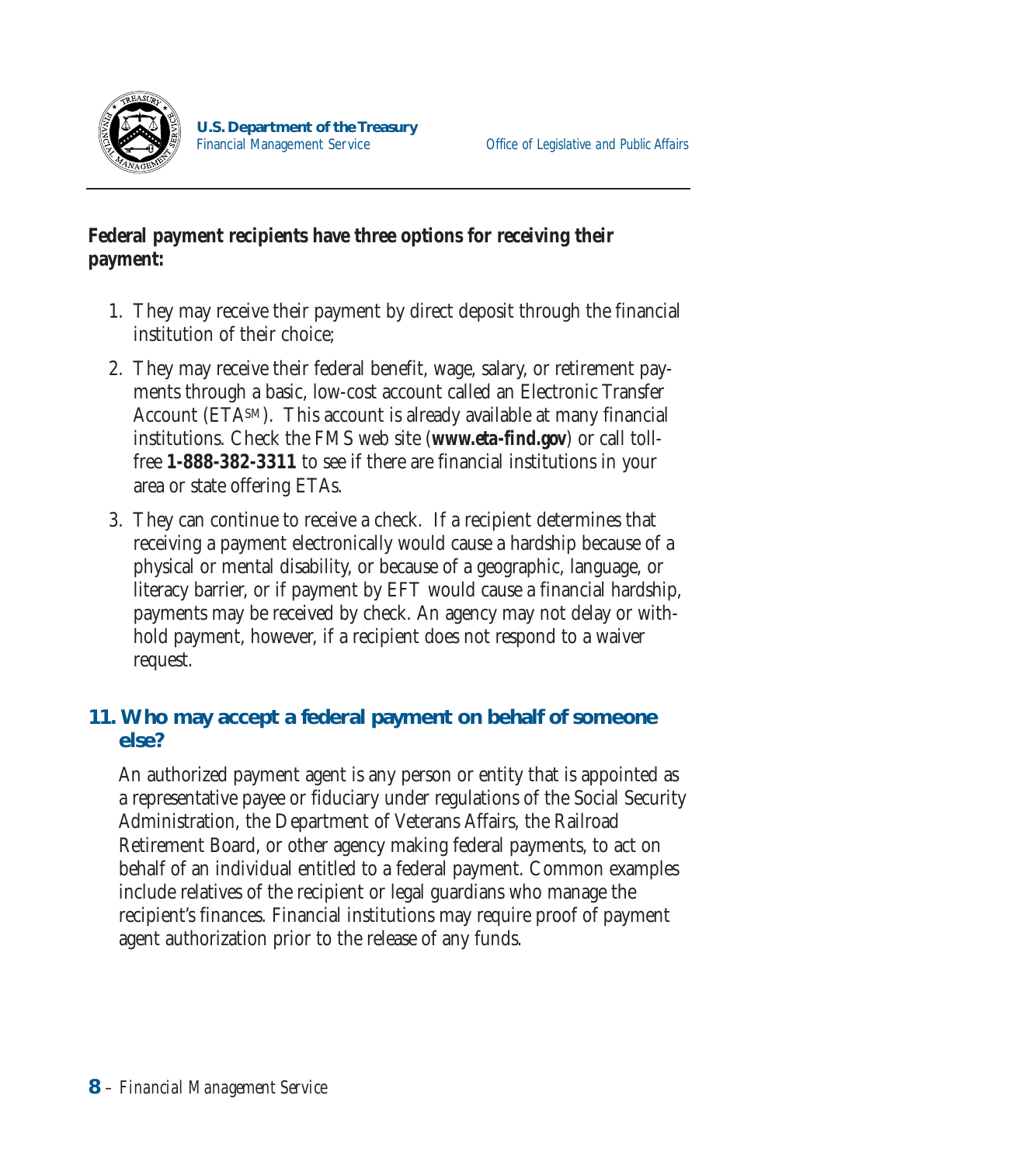**Federal payment recipients have three options for receiving their payment:**

1. They may receive their payment by direct deposit through the financial institution of their choice;
2. They may receive their federal benefit, wage, salary, or retirement payments through a basic, low-cost account called an Electronic Transfer Account (ETA℠). This account is already available at many financial institutions. Check the FMS web site (***www.eta-find.gov***) or call toll-free **1-888-382-3311** to see if there are financial institutions in your area or state offering ETAs.
3. They can continue to receive a check. If a recipient determines that receiving a payment electronically would cause a hardship because of a physical or mental disability, or because of a geographic, language, or literacy barrier, or if payment by EFT would cause a financial hardship, payments may be received by check. An agency may not delay or withhold payment, however, if a recipient does not respond to a waiver request.

## 11. Who may accept a federal payment on behalf of someone else?

An authorized payment agent is any person or entity that is appointed as a representative payee or fiduciary under regulations of the Social Security Administration, the Department of Veterans Affairs, the Railroad Retirement Board, or other agency making federal payments, to act on behalf of an individual entitled to a federal payment. Common examples include relatives of the recipient or legal guardians who manage the recipient's finances. Financial institutions may require proof of payment agent authorization prior to the release of any funds.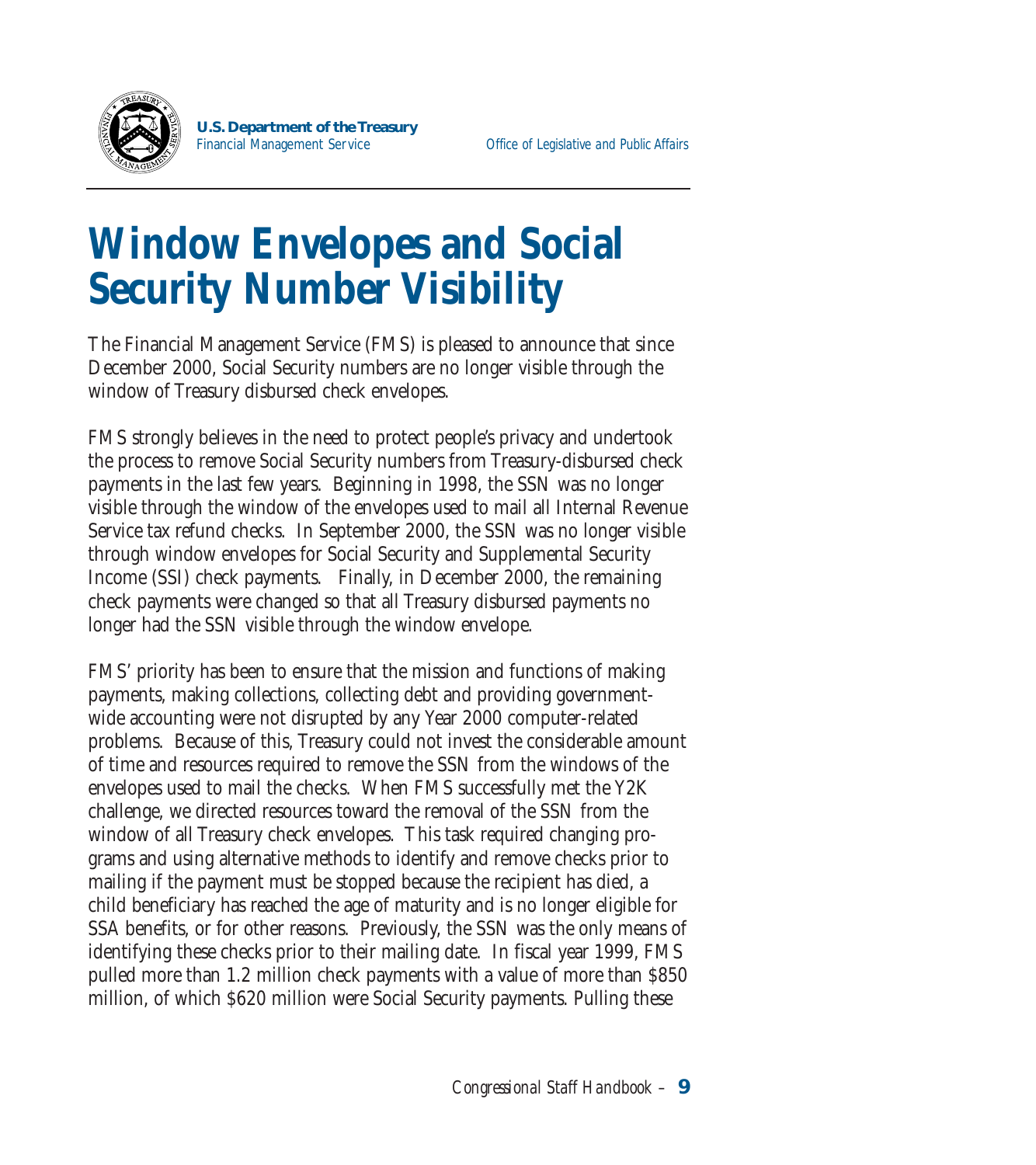# Window Envelopes and Social Security Number Visibility

The Financial Management Service (FMS) is pleased to announce that since December 2000, Social Security numbers are no longer visible through the window of Treasury disbursed check envelopes.

FMS strongly believes in the need to protect people's privacy and undertook the process to remove Social Security numbers from Treasury-disbursed check payments in the last few years. Beginning in 1998, the SSN was no longer visible through the window of the envelopes used to mail all Internal Revenue Service tax refund checks. In September 2000, the SSN was no longer visible through window envelopes for Social Security and Supplemental Security Income (SSI) check payments. Finally, in December 2000, the remaining check payments were changed so that all Treasury disbursed payments no longer had the SSN visible through the window envelope.

FMS' priority has been to ensure that the mission and functions of making payments, making collections, collecting debt and providing government-wide accounting were not disrupted by any Year 2000 computer-related problems. Because of this, Treasury could not invest the considerable amount of time and resources required to remove the SSN from the windows of the envelopes used to mail the checks. When FMS successfully met the Y2K challenge, we directed resources toward the removal of the SSN from the window of all Treasury check envelopes. This task required changing programs and using alternative methods to identify and remove checks prior to mailing if the payment must be stopped because the recipient has died, a child beneficiary has reached the age of maturity and is no longer eligible for SSA benefits, or for other reasons. Previously, the SSN was the only means of identifying these checks prior to their mailing date. In fiscal year 1999, FMS pulled more than 1.2 million check payments with a value of more than $850 million, of which $620 million were Social Security payments. Pulling these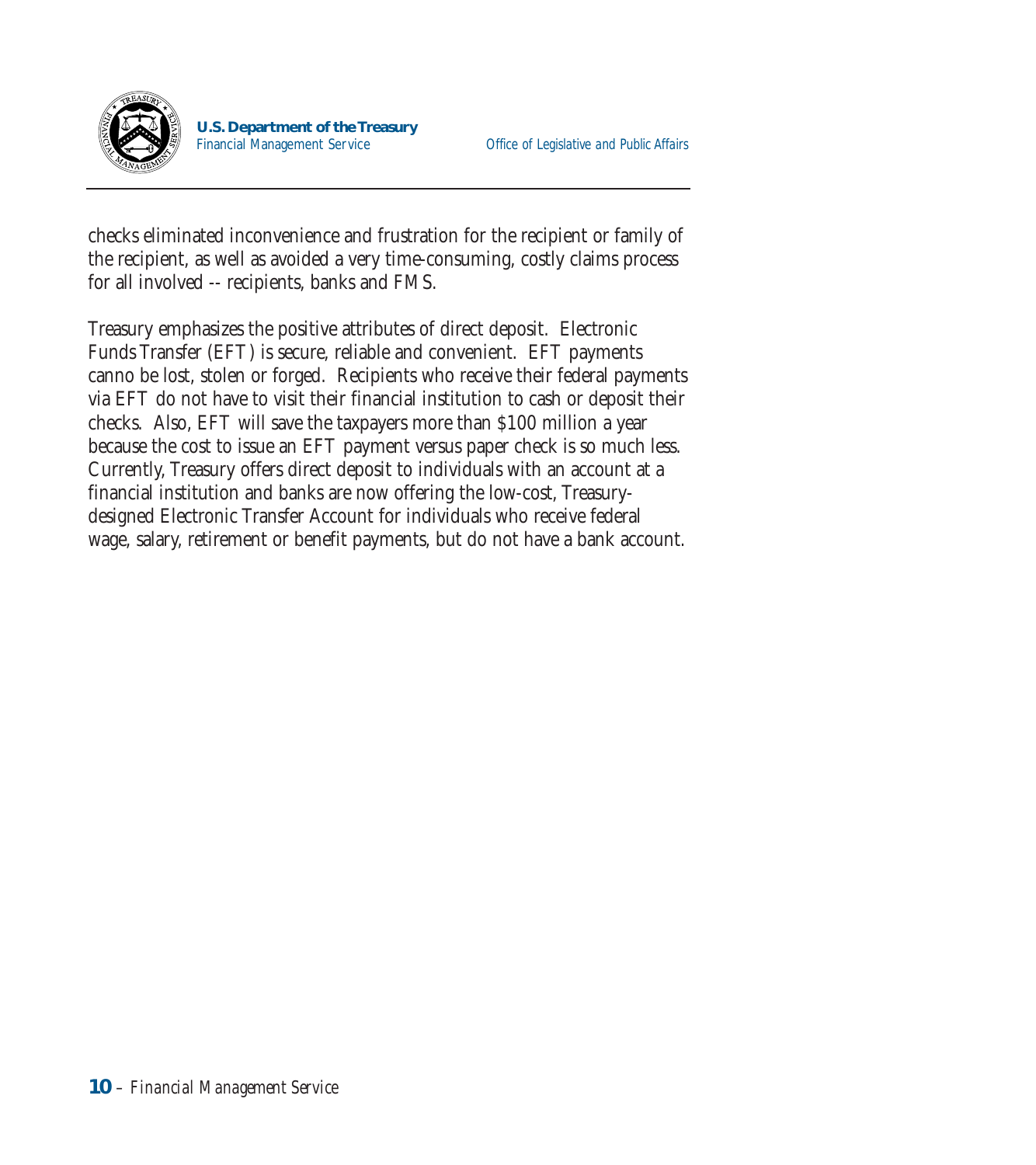checks eliminated inconvenience and frustration for the recipient or family of the recipient, as well as avoided a very time-consuming, costly claims process for all involved -- recipients, banks and FMS.

Treasury emphasizes the positive attributes of direct deposit. Electronic Funds Transfer (EFT) is secure, reliable and convenient. EFT payments canno be lost, stolen or forged. Recipients who receive their federal payments via EFT do not have to visit their financial institution to cash or deposit their checks. Also, EFT will save the taxpayers more than $100 million a year because the cost to issue an EFT payment versus paper check is so much less. Currently, Treasury offers direct deposit to individuals with an account at a financial institution and banks are now offering the low-cost, Treasury-designed Electronic Transfer Account for individuals who receive federal wage, salary, retirement or benefit payments, but do not have a bank account.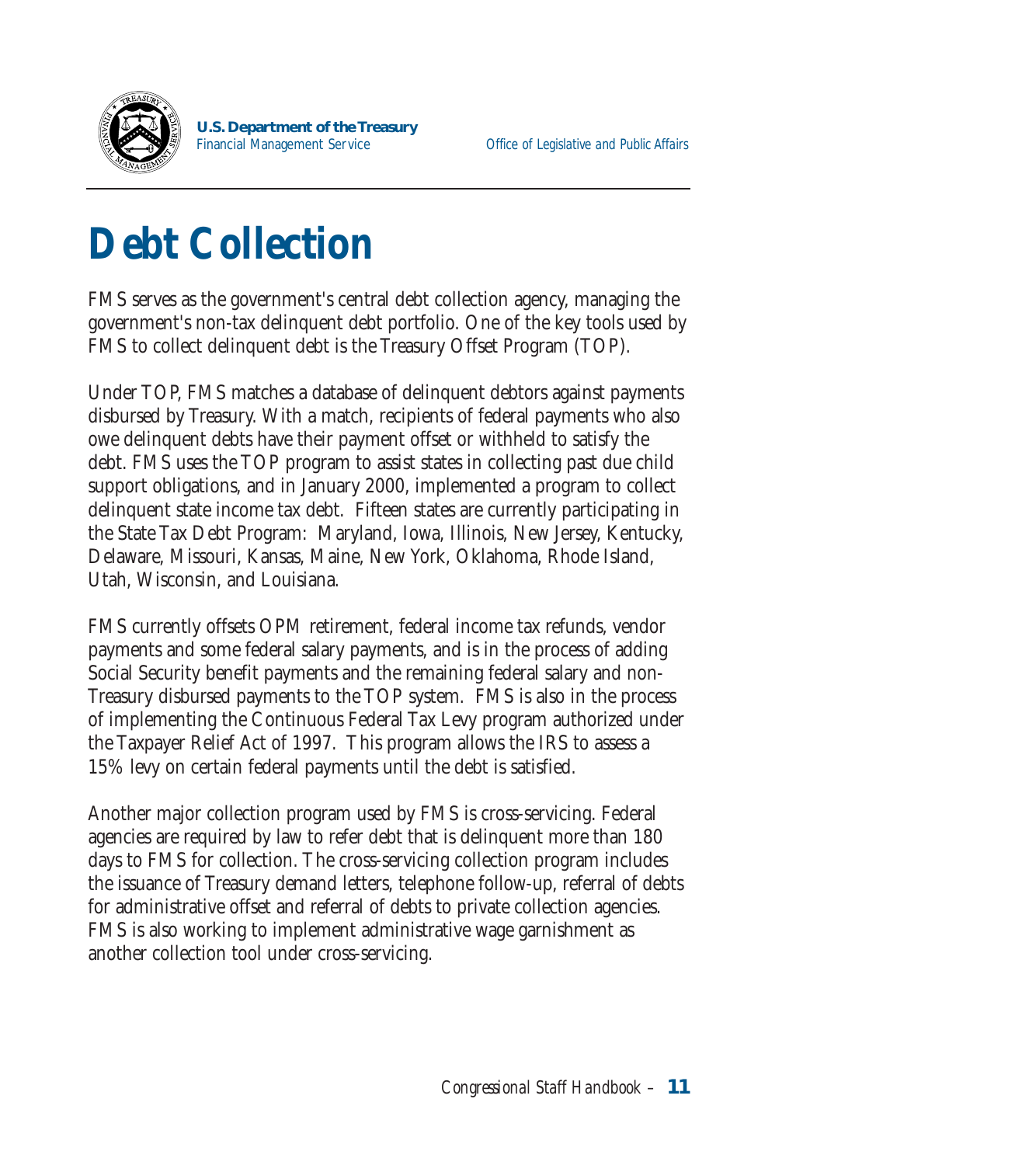# Debt Collection

FMS serves as the government's central debt collection agency, managing the government's non-tax delinquent debt portfolio. One of the key tools used by FMS to collect delinquent debt is the Treasury Offset Program (TOP).

Under TOP, FMS matches a database of delinquent debtors against payments disbursed by Treasury. With a match, recipients of federal payments who also owe delinquent debts have their payment offset or withheld to satisfy the debt. FMS uses the TOP program to assist states in collecting past due child support obligations, and in January 2000, implemented a program to collect delinquent state income tax debt. Fifteen states are currently participating in the State Tax Debt Program: Maryland, Iowa, Illinois, New Jersey, Kentucky, Delaware, Missouri, Kansas, Maine, New York, Oklahoma, Rhode Island, Utah, Wisconsin, and Louisiana.

FMS currently offsets OPM retirement, federal income tax refunds, vendor payments and some federal salary payments, and is in the process of adding Social Security benefit payments and the remaining federal salary and non-Treasury disbursed payments to the TOP system. FMS is also in the process of implementing the Continuous Federal Tax Levy program authorized under the Taxpayer Relief Act of 1997. This program allows the IRS to assess a 15% levy on certain federal payments until the debt is satisfied.

Another major collection program used by FMS is cross-servicing. Federal agencies are required by law to refer debt that is delinquent more than 180 days to FMS for collection. The cross-servicing collection program includes the issuance of Treasury demand letters, telephone follow-up, referral of debts for administrative offset and referral of debts to private collection agencies. FMS is also working to implement administrative wage garnishment as another collection tool under cross-servicing.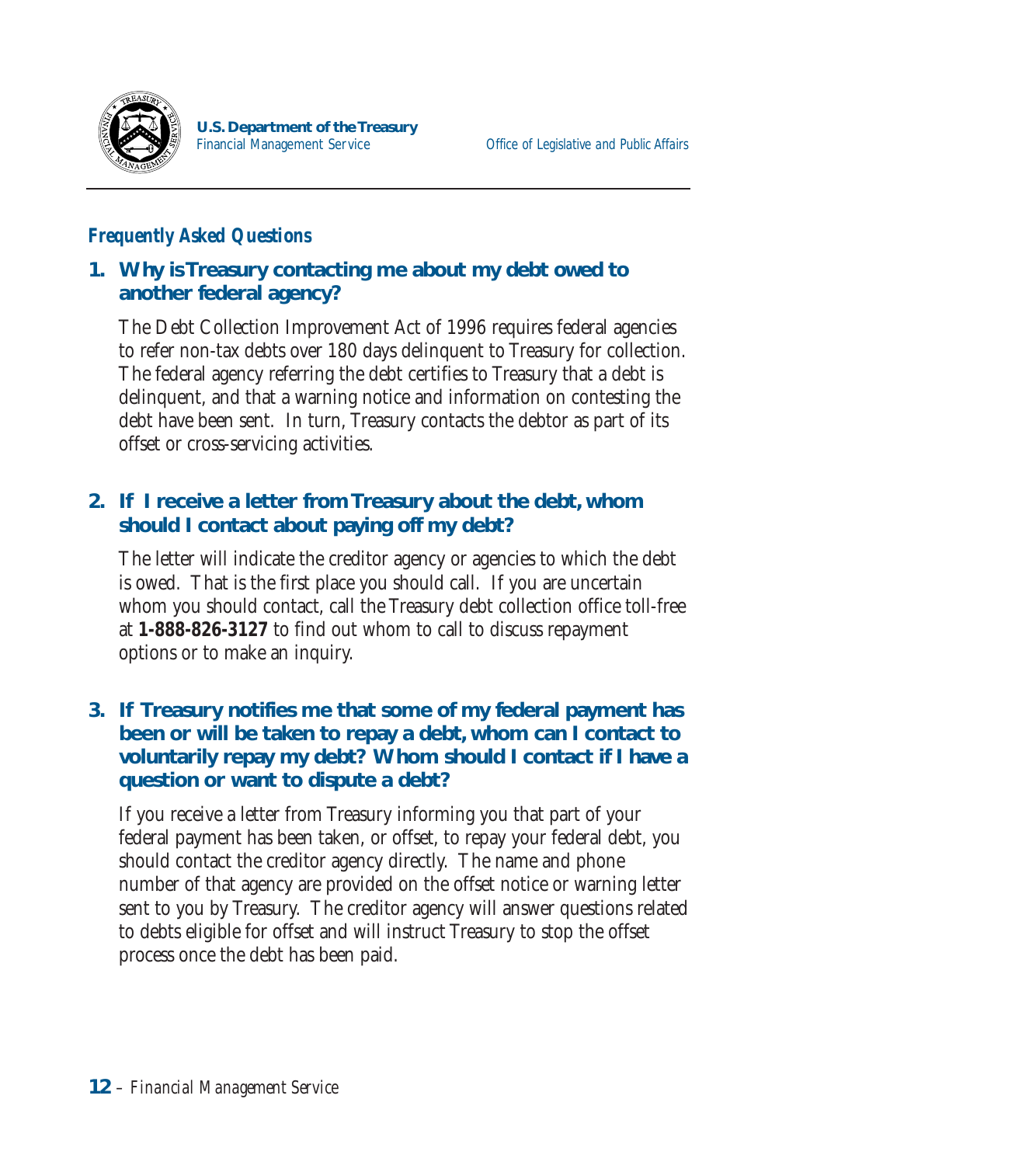## Frequently Asked Questions

### 1. Why is Treasury contacting me about my debt owed to another federal agency?

The Debt Collection Improvement Act of 1996 requires federal agencies to refer non-tax debts over 180 days delinquent to Treasury for collection. The federal agency referring the debt certifies to Treasury that a debt is delinquent, and that a warning notice and information on contesting the debt have been sent. In turn, Treasury contacts the debtor as part of its offset or cross-servicing activities.

### 2. If I receive a letter from Treasury about the debt, whom should I contact about paying off my debt?

The letter will indicate the creditor agency or agencies to which the debt is owed. That is the first place you should call. If you are uncertain whom you should contact, call the Treasury debt collection office toll-free at **1-888-826-3127** to find out whom to call to discuss repayment options or to make an inquiry.

### 3. If Treasury notifies me that some of my federal payment has been or will be taken to repay a debt, whom can I contact to voluntarily repay my debt? Whom should I contact if I have a question or want to dispute a debt?

If you receive a letter from Treasury informing you that part of your federal payment has been taken, or offset, to repay your federal debt, you should contact the creditor agency directly. The name and phone number of that agency are provided on the offset notice or warning letter sent to you by Treasury. The creditor agency will answer questions related to debts eligible for offset and will instruct Treasury to stop the offset process once the debt has been paid.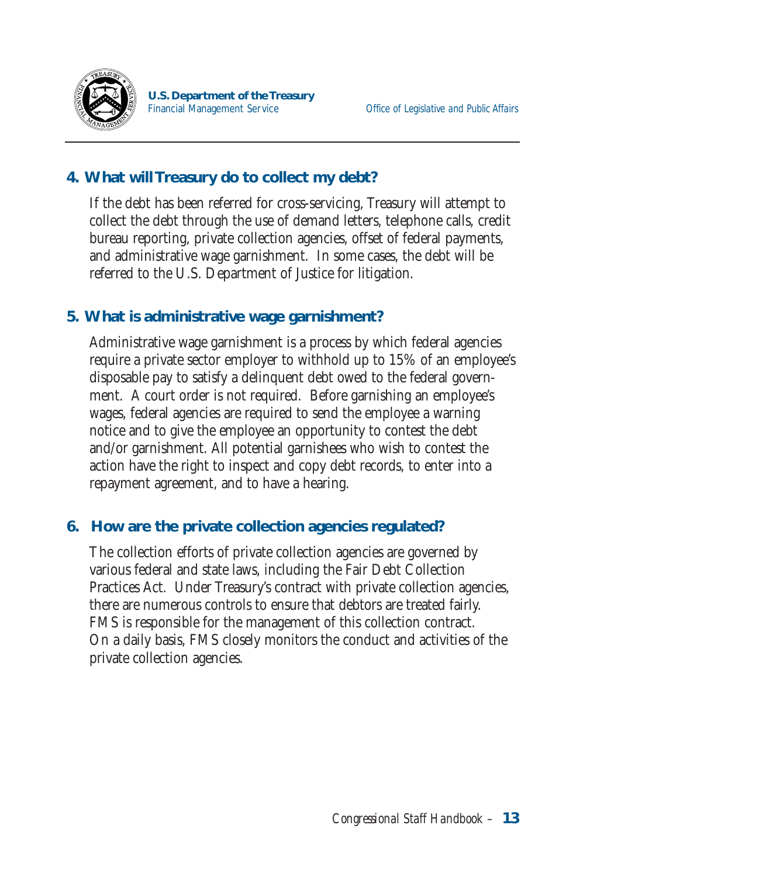## 4. What will Treasury do to collect my debt?

If the debt has been referred for cross-servicing, Treasury will attempt to collect the debt through the use of demand letters, telephone calls, credit bureau reporting, private collection agencies, offset of federal payments, and administrative wage garnishment. In some cases, the debt will be referred to the U.S. Department of Justice for litigation.

## 5. What is administrative wage garnishment?

Administrative wage garnishment is a process by which federal agencies require a private sector employer to withhold up to 15% of an employee's disposable pay to satisfy a delinquent debt owed to the federal government. A court order is not required. Before garnishing an employee's wages, federal agencies are required to send the employee a warning notice and to give the employee an opportunity to contest the debt and/or garnishment. All potential garnishees who wish to contest the action have the right to inspect and copy debt records, to enter into a repayment agreement, and to have a hearing.

## 6. How are the private collection agencies regulated?

The collection efforts of private collection agencies are governed by various federal and state laws, including the Fair Debt Collection Practices Act. Under Treasury's contract with private collection agencies, there are numerous controls to ensure that debtors are treated fairly. FMS is responsible for the management of this collection contract. On a daily basis, FMS closely monitors the conduct and activities of the private collection agencies.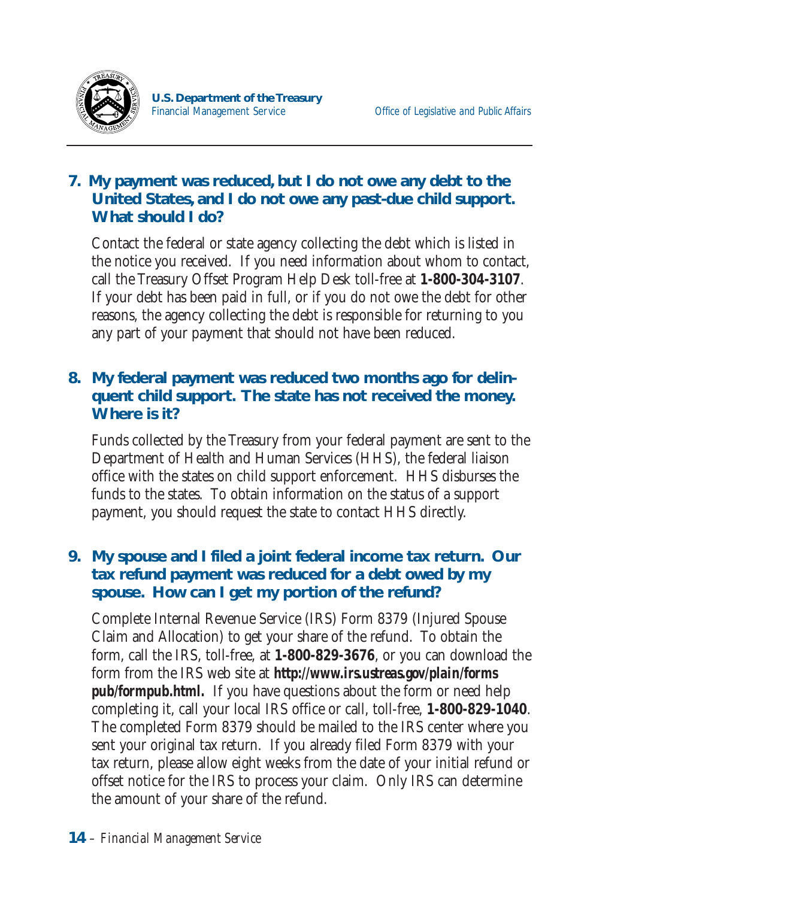### 7. My payment was reduced, but I do not owe any debt to the United States, and I do not owe any past-due child support. What should I do?

Contact the federal or state agency collecting the debt which is listed in the notice you received. If you need information about whom to contact, call the Treasury Offset Program Help Desk toll-free at **1-800-304-3107**. If your debt has been paid in full, or if you do not owe the debt for other reasons, the agency collecting the debt is responsible for returning to you any part of your payment that should not have been reduced.

### 8. My federal payment was reduced two months ago for delinquent child support. The state has not received the money. Where is it?

Funds collected by the Treasury from your federal payment are sent to the Department of Health and Human Services (HHS), the federal liaison office with the states on child support enforcement. HHS disburses the funds to the states. To obtain information on the status of a support payment, you should request the state to contact HHS directly.

### 9. My spouse and I filed a joint federal income tax return. Our tax refund payment was reduced for a debt owed by my spouse. How can I get my portion of the refund?

Complete Internal Revenue Service (IRS) Form 8379 (Injured Spouse Claim and Allocation) to get your share of the refund. To obtain the form, call the IRS, toll-free, at **1-800-829-3676**, or you can download the form from the IRS web site at **http://www.irs.ustreas.gov/plain/forms pub/formpub.html.** If you have questions about the form or need help completing it, call your local IRS office or call, toll-free, **1-800-829-1040**. The completed Form 8379 should be mailed to the IRS center where you sent your original tax return. If you already filed Form 8379 with your tax return, please allow eight weeks from the date of your initial refund or offset notice for the IRS to process your claim. Only IRS can determine the amount of your share of the refund.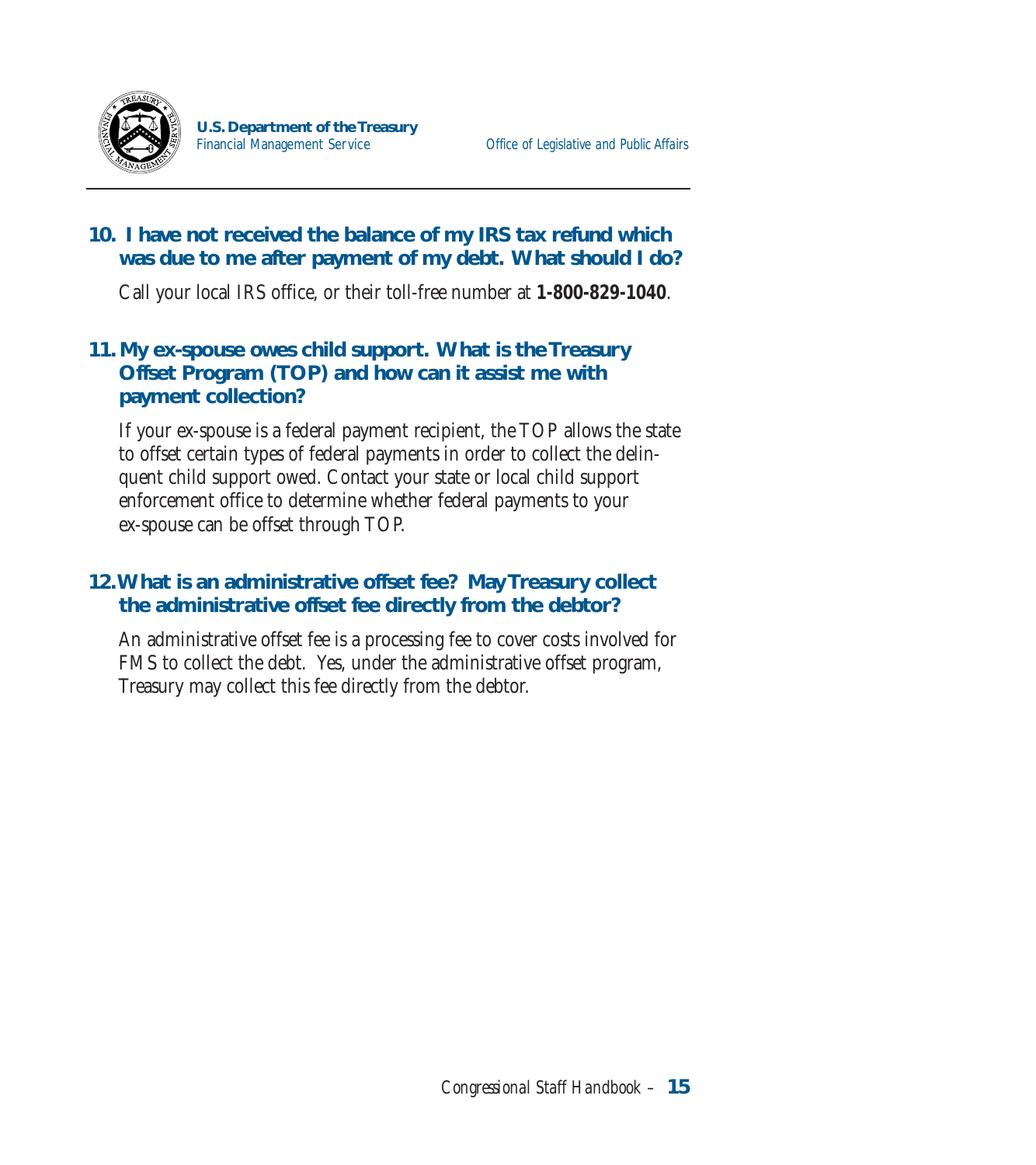### 10. I have not received the balance of my IRS tax refund which was due to me after payment of my debt. What should I do?

Call your local IRS office, or their toll-free number at **1-800-829-1040**.

### 11. My ex-spouse owes child support. What is the Treasury Offset Program (TOP) and how can it assist me with payment collection?

If your ex-spouse is a federal payment recipient, the TOP allows the state to offset certain types of federal payments in order to collect the delinquent child support owed. Contact your state or local child support enforcement office to determine whether federal payments to your ex-spouse can be offset through TOP.

### 12. What is an administrative offset fee? May Treasury collect the administrative offset fee directly from the debtor?

An administrative offset fee is a processing fee to cover costs involved for FMS to collect the debt. Yes, under the administrative offset program, Treasury may collect this fee directly from the debtor.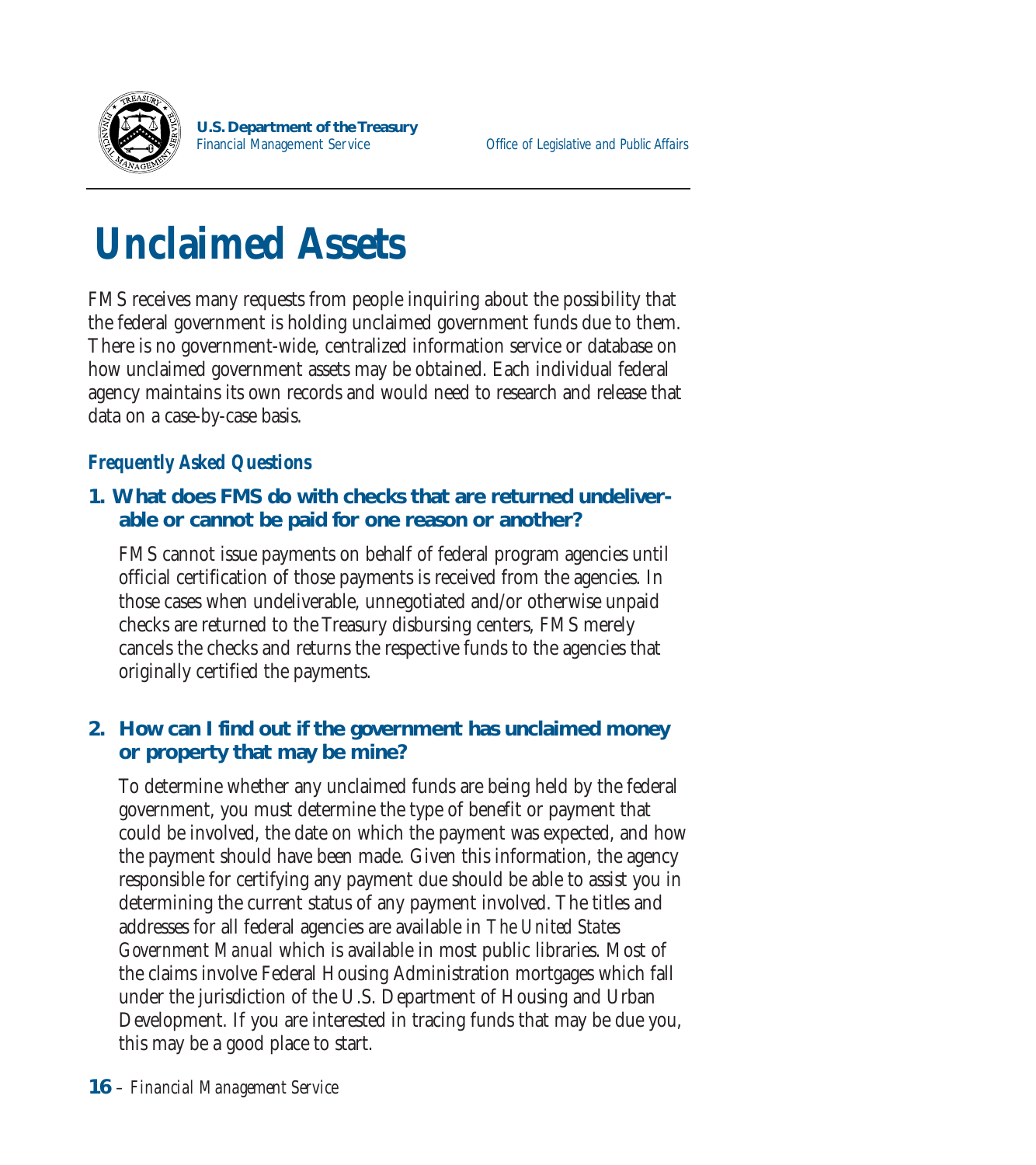# Unclaimed Assets

FMS receives many requests from people inquiring about the possibility that the federal government is holding unclaimed government funds due to them. There is no government-wide, centralized information service or database on how unclaimed government assets may be obtained. Each individual federal agency maintains its own records and would need to research and release that data on a case-by-case basis.

### *Frequently Asked Questions*

**1. What does FMS do with checks that are returned undeliverable or cannot be paid for one reason or another?**

FMS cannot issue payments on behalf of federal program agencies until official certification of those payments is received from the agencies. In those cases when undeliverable, unnegotiated and/or otherwise unpaid checks are returned to the Treasury disbursing centers, FMS merely cancels the checks and returns the respective funds to the agencies that originally certified the payments.

**2. How can I find out if the government has unclaimed money or property that may be mine?**

To determine whether any unclaimed funds are being held by the federal government, you must determine the type of benefit or payment that could be involved, the date on which the payment was expected, and how the payment should have been made. Given this information, the agency responsible for certifying any payment due should be able to assist you in determining the current status of any payment involved. The titles and addresses for all federal agencies are available in *The United States Government Manual* which is available in most public libraries. Most of the claims involve Federal Housing Administration mortgages which fall under the jurisdiction of the U.S. Department of Housing and Urban Development. If you are interested in tracing funds that may be due you, this may be a good place to start.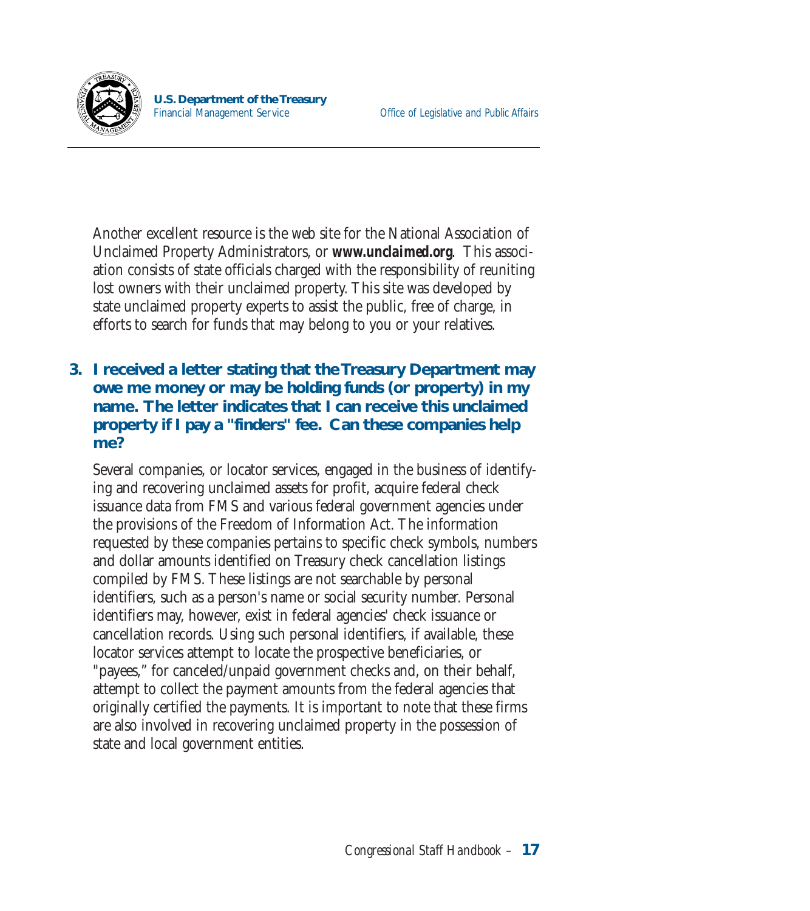Another excellent resource is the web site for the National Association of Unclaimed Property Administrators, or ***www.unclaimed.org***. This association consists of state officials charged with the responsibility of reuniting lost owners with their unclaimed property. This site was developed by state unclaimed property experts to assist the public, free of charge, in efforts to search for funds that may belong to you or your relatives.

### 3. I received a letter stating that the Treasury Department may owe me money or may be holding funds (or property) in my name. The letter indicates that I can receive this unclaimed property if I pay a "finders" fee. Can these companies help me?

Several companies, or locator services, engaged in the business of identifying and recovering unclaimed assets for profit, acquire federal check issuance data from FMS and various federal government agencies under the provisions of the Freedom of Information Act. The information requested by these companies pertains to specific check symbols, numbers and dollar amounts identified on Treasury check cancellation listings compiled by FMS. These listings are not searchable by personal identifiers, such as a person's name or social security number. Personal identifiers may, however, exist in federal agencies' check issuance or cancellation records. Using such personal identifiers, if available, these locator services attempt to locate the prospective beneficiaries, or "payees," for canceled/unpaid government checks and, on their behalf, attempt to collect the payment amounts from the federal agencies that originally certified the payments. It is important to note that these firms are also involved in recovering unclaimed property in the possession of state and local government entities.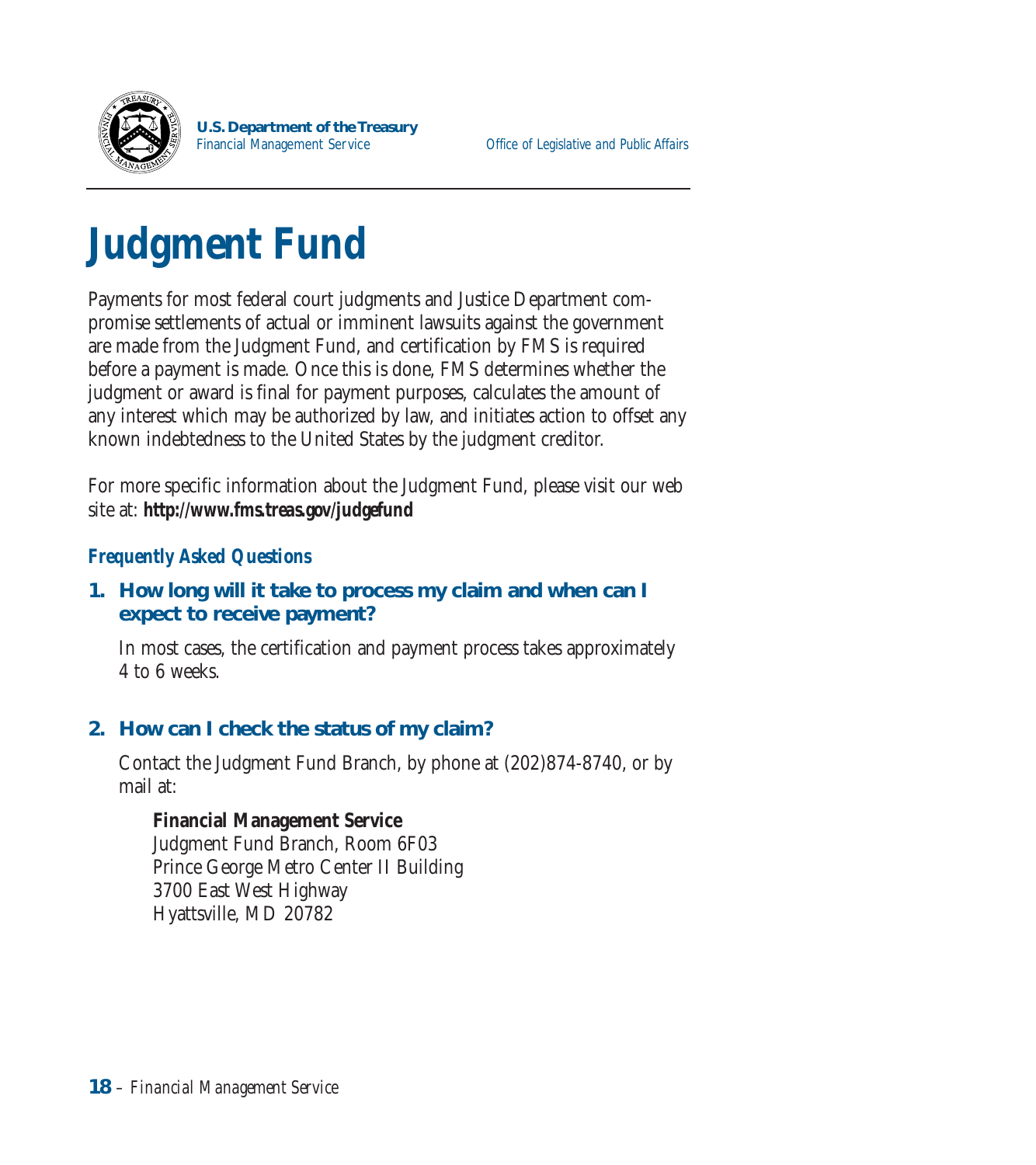# Judgment Fund

Payments for most federal court judgments and Justice Department compromise settlements of actual or imminent lawsuits against the government are made from the Judgment Fund, and certification by FMS is required before a payment is made. Once this is done, FMS determines whether the judgment or award is final for payment purposes, calculates the amount of any interest which may be authorized by law, and initiates action to offset any known indebtedness to the United States by the judgment creditor.

For more specific information about the Judgment Fund, please visit our web site at: **http://www.fms.treas.gov/judgefund**

### *Frequently Asked Questions*

**1. How long will it take to process my claim and when can I expect to receive payment?**

In most cases, the certification and payment process takes approximately 4 to 6 weeks.

**2. How can I check the status of my claim?**

Contact the Judgment Fund Branch, by phone at (202)874-8740, or by mail at:

**Financial Management Service**
Judgment Fund Branch, Room 6F03
Prince George Metro Center II Building
3700 East West Highway
Hyattsville, MD 20782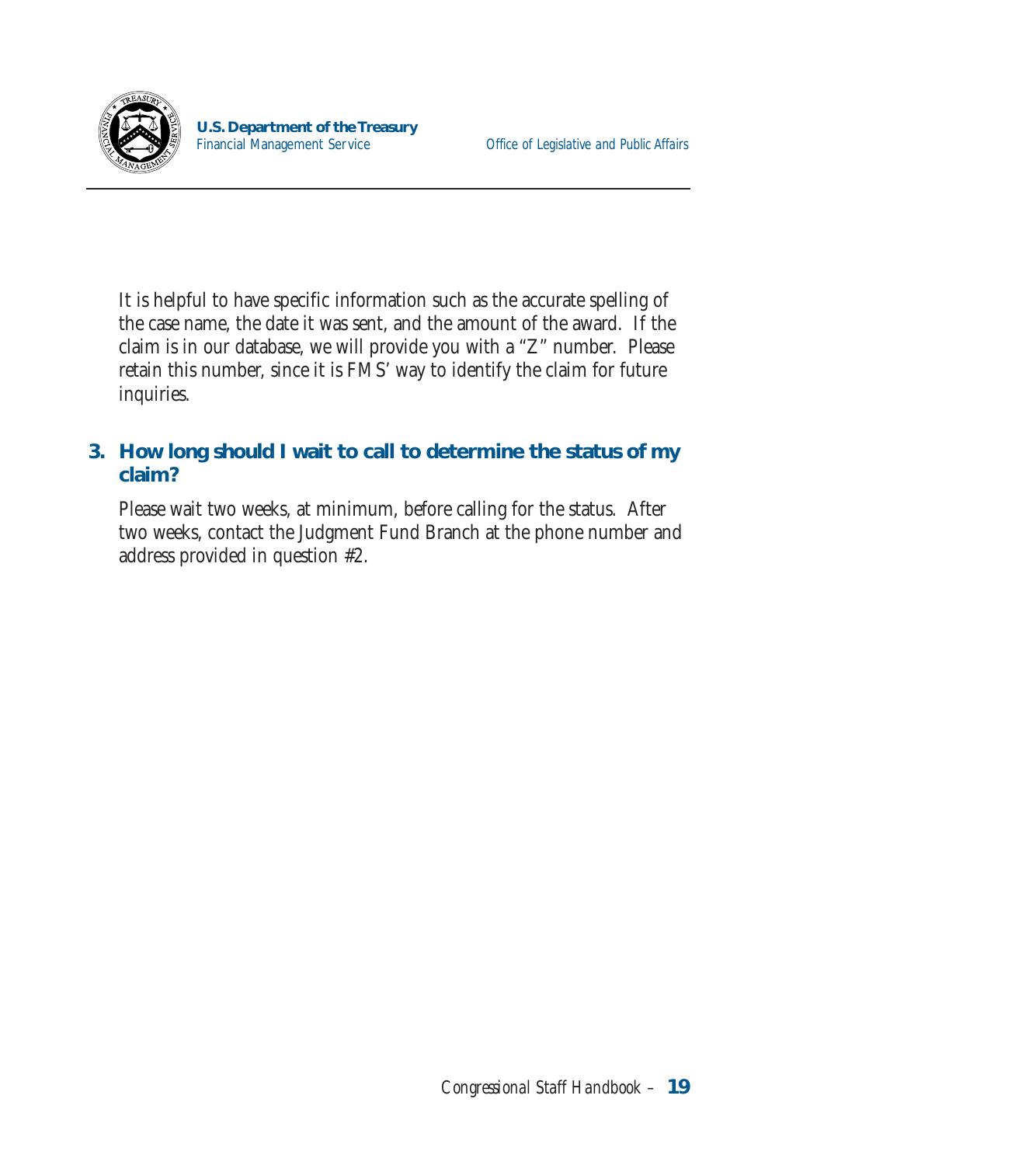It is helpful to have specific information such as the accurate spelling of the case name, the date it was sent, and the amount of the award. If the claim is in our database, we will provide you with a "Z" number. Please retain this number, since it is FMS' way to identify the claim for future inquiries.

### 3. How long should I wait to call to determine the status of my claim?

Please wait two weeks, at minimum, before calling for the status. After two weeks, contact the Judgment Fund Branch at the phone number and address provided in question #2.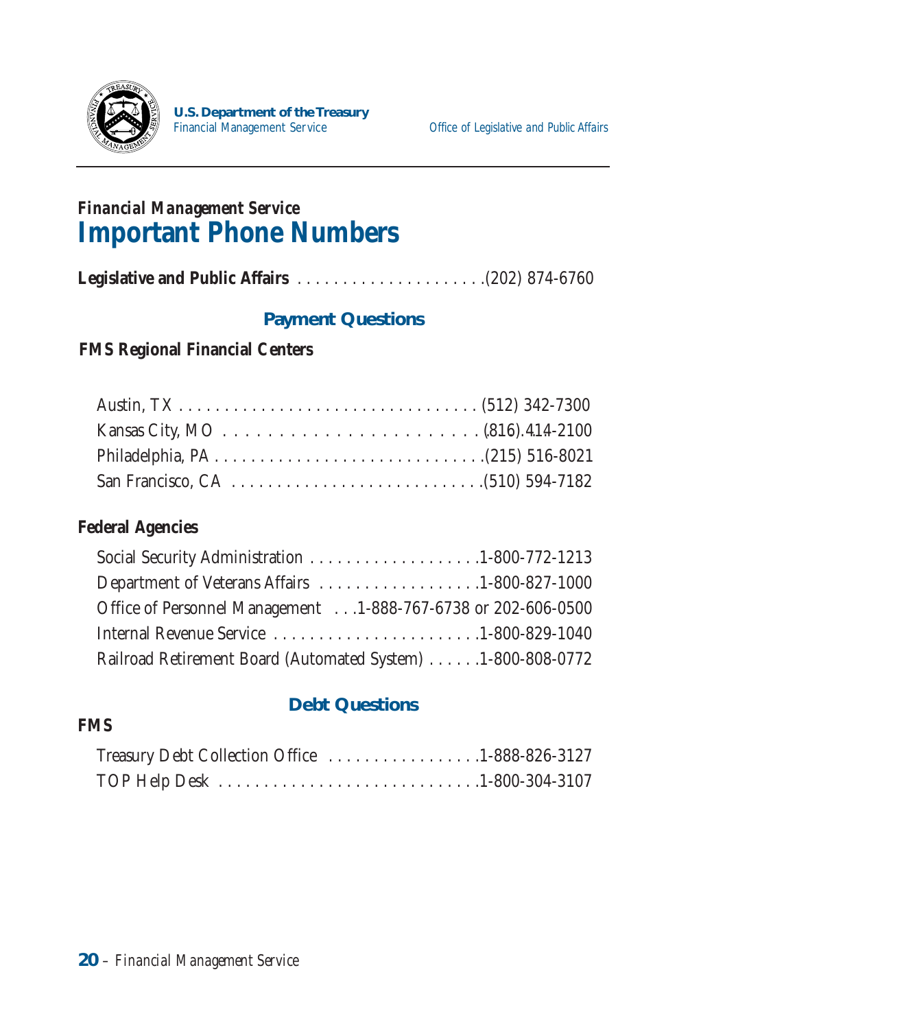*Financial Management Service*

# Important Phone Numbers

**Legislative and Public Affairs** . . . . . . . . . . . . . . . . . . . . . .(202) 874-6760

## Payment Questions

**FMS Regional Financial Centers**

Austin, TX . . . . . . . . . . . . . . . . . . . . . . . . . . . . . . . . . . (512) 342-7300
Kansas City, MO . . . . . . . . . . . . . . . . . . . . . . . . . .(816) 414-2100
Philadelphia, PA . . . . . . . . . . . . . . . . . . . . . . . . . . . . . .(215) 516-8021
San Francisco, CA . . . . . . . . . . . . . . . . . . . . . . . . . . . .(510) 594-7182

**Federal Agencies**

Social Security Administration . . . . . . . . . . . . . . . . . . . .1-800-772-1213
Department of Veterans Affairs . . . . . . . . . . . . . . . . . . .1-800-827-1000
Office of Personnel Management . . .1-888-767-6738 or 202-606-0500
Internal Revenue Service . . . . . . . . . . . . . . . . . . . . . . . .1-800-829-1040
Railroad Retirement Board (Automated System) . . . . . .1-800-808-0772

## Debt Questions

**FMS**

Treasury Debt Collection Office . . . . . . . . . . . . . . . . . .1-888-826-3127
TOP Help Desk . . . . . . . . . . . . . . . . . . . . . . . . . . . . . .1-800-304-3107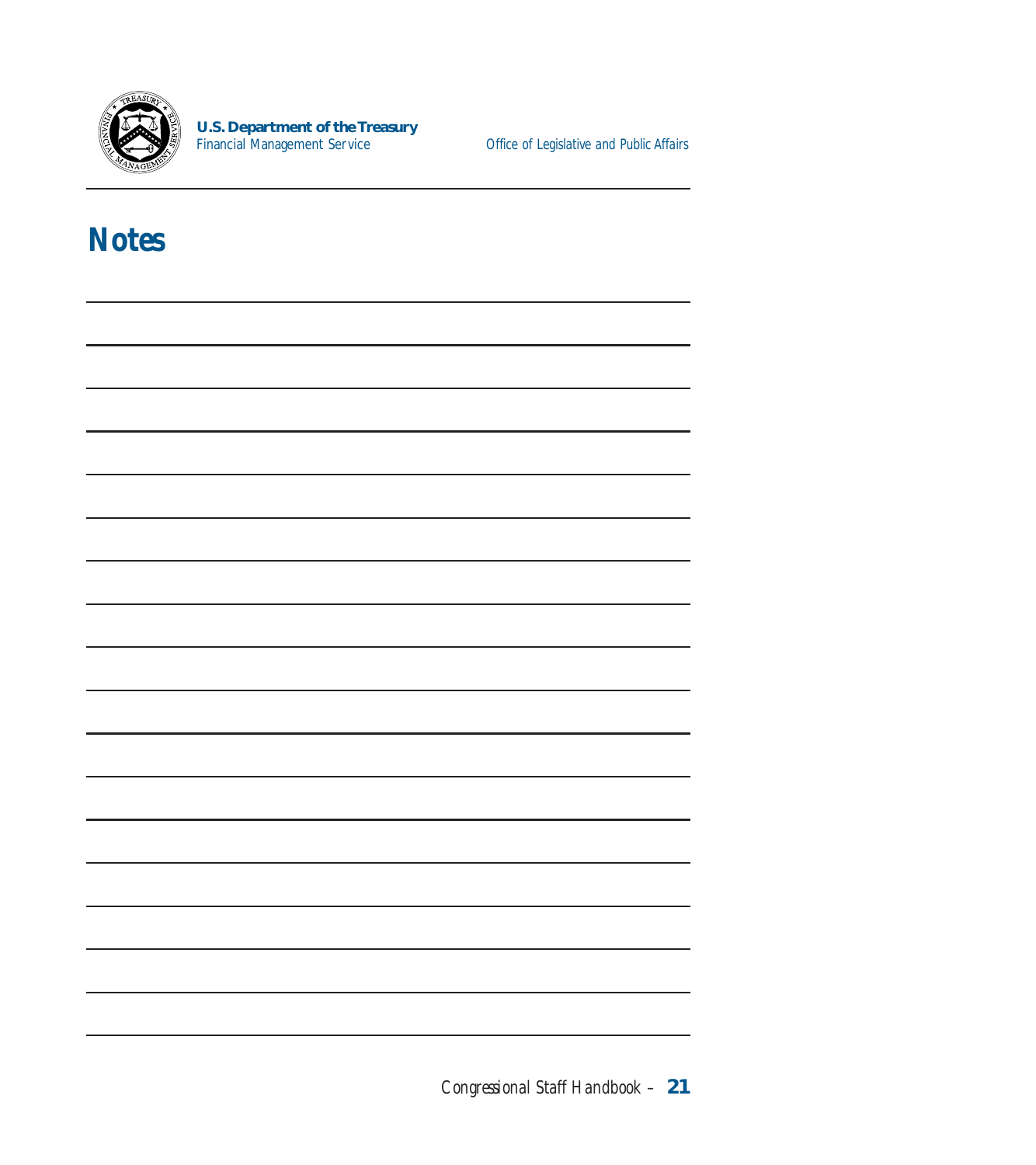# Notes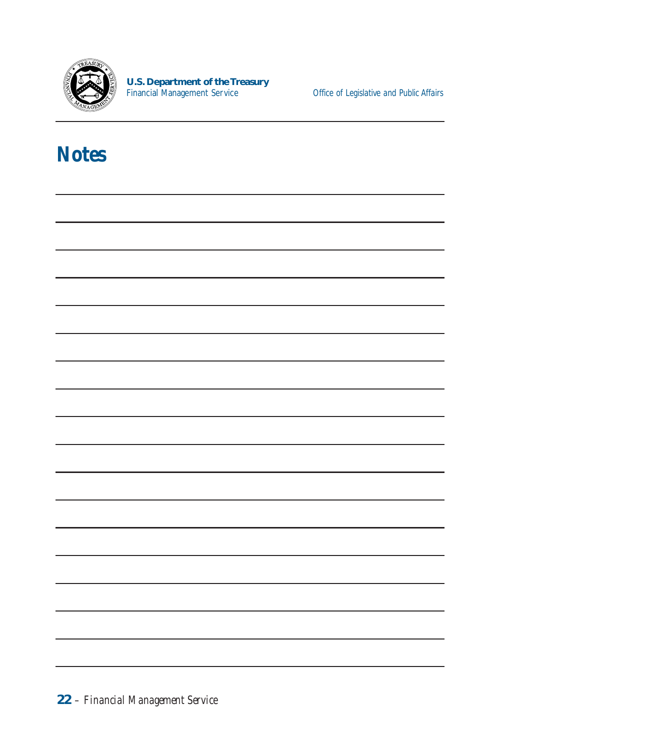# Notes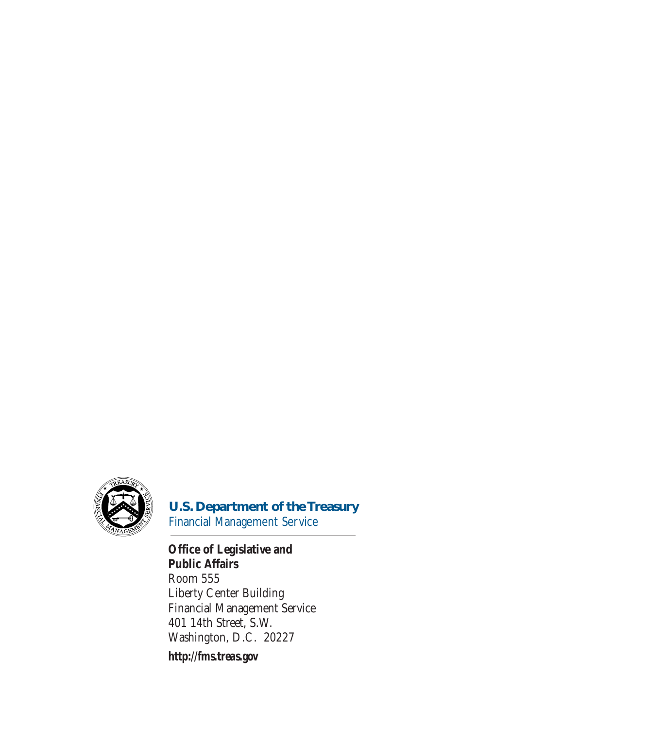**U.S. Department of the Treasury**
Financial Management Service

---

**Office of Legislative and**
**Public Affairs**
Room 555
Liberty Center Building
Financial Management Service
401 14th Street, S.W.
Washington, D.C. 20227

***http://fms.treas.gov***